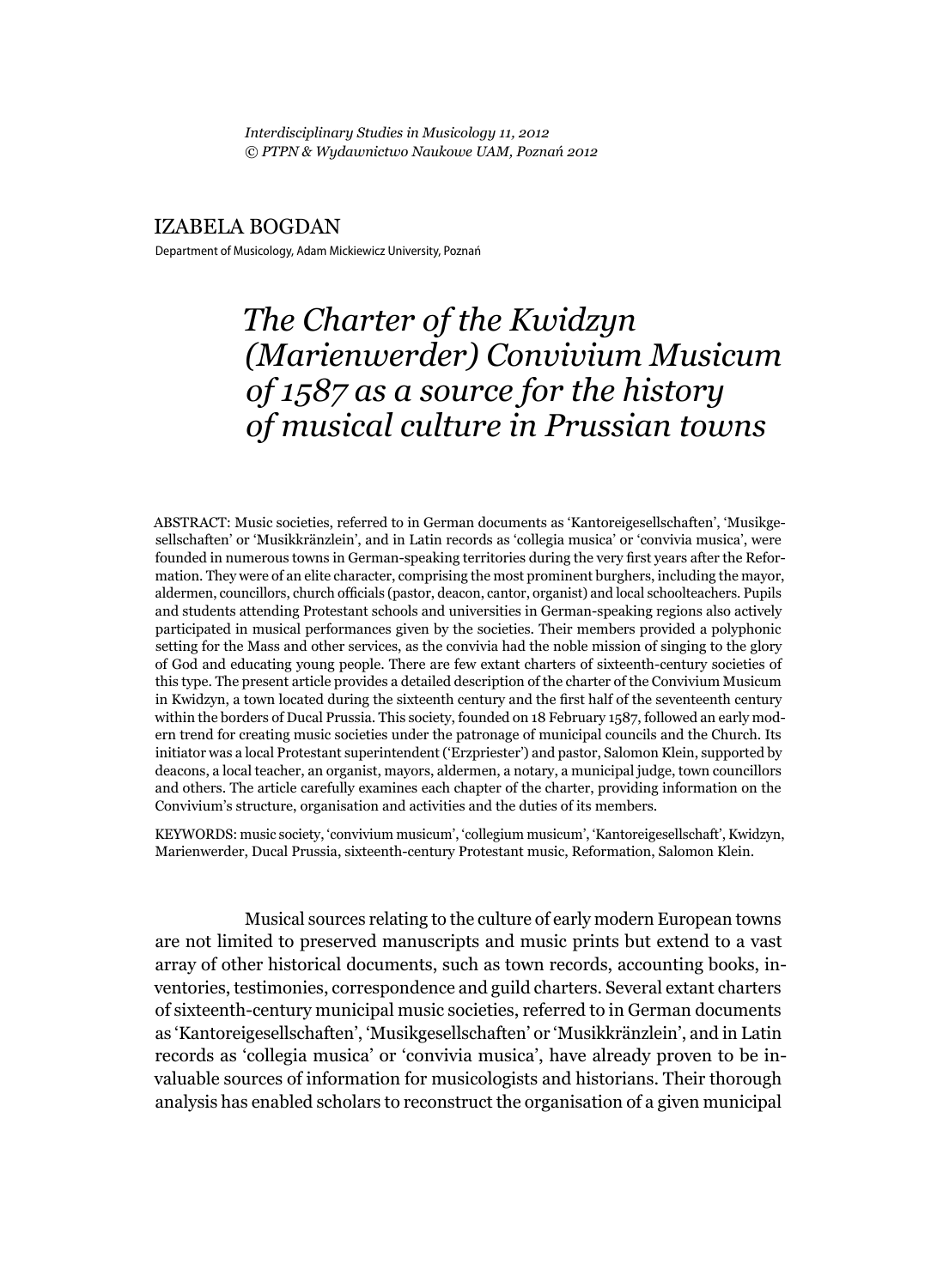*Interdisciplinary Studies in Musicology 11, 2012*
*© PTPN & Wydawnictwo Naukowe UAM, Poznań 2012*

IZABELA BOGDAN

Department of Musicology, Adam Mickiewicz University, Poznań

# *The Charter of the Kwidzyn (Marienwerder) Convivium Musicum of 1587 as a source for the history of musical culture in Prussian towns*

ABSTRACT: Music societies, referred to in German documents as 'Kantoreigesellschaften', 'Musikgesellschaften' or 'Musikkränzlein', and in Latin records as 'collegia musica' or 'convivia musica', were founded in numerous towns in German-speaking territories during the very first years after the Reformation. They were of an elite character, comprising the most prominent burghers, including the mayor, aldermen, councillors, church officials (pastor, deacon, cantor, organist) and local schoolteachers. Pupils and students attending Protestant schools and universities in German-speaking regions also actively participated in musical performances given by the societies. Their members provided a polyphonic setting for the Mass and other services, as the convivia had the noble mission of singing to the glory of God and educating young people. There are few extant charters of sixteenth-century societies of this type. The present article provides a detailed description of the charter of the Convivium Musicum in Kwidzyn, a town located during the sixteenth century and the first half of the seventeenth century within the borders of Ducal Prussia. This society, founded on 18 February 1587, followed an early modern trend for creating music societies under the patronage of municipal councils and the Church. Its initiator was a local Protestant superintendent ('Erzpriester') and pastor, Salomon Klein, supported by deacons, a local teacher, an organist, mayors, aldermen, a notary, a municipal judge, town councillors and others. The article carefully examines each chapter of the charter, providing information on the Convivium's structure, organisation and activities and the duties of its members.

KEYWORDS: music society, 'convivium musicum', 'collegium musicum', 'Kantoreigesellschaft', Kwidzyn, Marienwerder, Ducal Prussia, sixteenth-century Protestant music, Reformation, Salomon Klein.

Musical sources relating to the culture of early modern European towns are not limited to preserved manuscripts and music prints but extend to a vast array of other historical documents, such as town records, accounting books, inventories, testimonies, correspondence and guild charters. Several extant charters of sixteenth-century municipal music societies, referred to in German documents as 'Kantoreigesellschaften', 'Musikgesellschaften' or 'Musikkränzlein', and in Latin records as 'collegia musica' or 'convivia musica', have already proven to be invaluable sources of information for musicologists and historians. Their thorough analysis has enabled scholars to reconstruct the organisation of a given municipal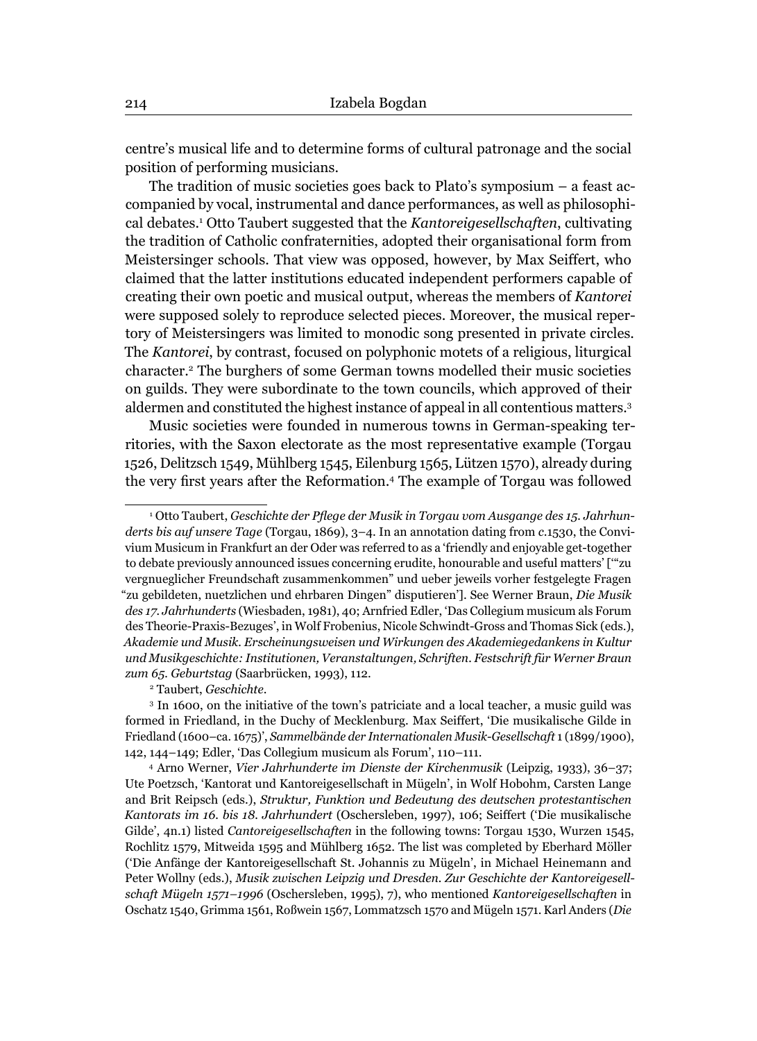centre's musical life and to determine forms of cultural patronage and the social position of performing musicians.

The tradition of music societies goes back to Plato's symposium – a feast accompanied by vocal, instrumental and dance performances, as well as philosophical debates.[1] Otto Taubert suggested that the *Kantoreigesellschaften*, cultivating the tradition of Catholic confraternities, adopted their organisational form from Meistersinger schools. That view was opposed, however, by Max Seiffert, who claimed that the latter institutions educated independent performers capable of creating their own poetic and musical output, whereas the members of *Kantorei* were supposed solely to reproduce selected pieces. Moreover, the musical repertory of Meistersingers was limited to monodic song presented in private circles. The *Kantorei*, by contrast, focused on polyphonic motets of a religious, liturgical character.[2] The burghers of some German towns modelled their music societies on guilds. They were subordinate to the town councils, which approved of their aldermen and constituted the highest instance of appeal in all contentious matters.[3]

Music societies were founded in numerous towns in German-speaking territories, with the Saxon electorate as the most representative example (Torgau 1526, Delitzsch 1549, Mühlberg 1545, Eilenburg 1565, Lützen 1570), already during the very first years after the Reformation.[4] The example of Torgau was followed

---

[1] Otto Taubert, *Geschichte der Pflege der Musik in Torgau vom Ausgange des 15. Jahrhunderts bis auf unsere Tage* (Torgau, 1869), 3–4. In an annotation dating from *c.*1530, the Convivium Musicum in Frankfurt an der Oder was referred to as a 'friendly and enjoyable get-together to debate previously announced issues concerning erudite, honourable and useful matters' ['"zu vergnueglicher Freundschaft zusammenkommen" und ueber jeweils vorher festgelegte Fragen "zu gebildeten, nuetzlichen und ehrbaren Dingen" disputieren']. See Werner Braun, *Die Musik des 17. Jahrhunderts* (Wiesbaden, 1981), 40; Arnfried Edler, 'Das Collegium musicum als Forum des Theorie-Praxis-Bezuges', in Wolf Frobenius, Nicole Schwindt-Gross and Thomas Sick (eds.), *Akademie und Musik. Erscheinungsweisen und Wirkungen des Akademiegedankens in Kultur und Musikgeschichte: Institutionen, Veranstaltungen, Schriften. Festschrift für Werner Braun zum 65. Geburtstag* (Saarbrücken, 1993), 112.

[2] Taubert, *Geschichte*.

[3] In 1600, on the initiative of the town's patriciate and a local teacher, a music guild was formed in Friedland, in the Duchy of Mecklenburg. Max Seiffert, 'Die musikalische Gilde in Friedland (1600–ca. 1675)', *Sammelbände der Internationalen Musik-Gesellschaft* 1 (1899/1900), 142, 144–149; Edler, 'Das Collegium musicum als Forum', 110–111.

[4] Arno Werner, *Vier Jahrhunderte im Dienste der Kirchenmusik* (Leipzig, 1933), 36–37; Ute Poetzsch, 'Kantorat und Kantoreigesellschaft in Mügeln', in Wolf Hobohm, Carsten Lange and Brit Reipsch (eds.), *Struktur, Funktion und Bedeutung des deutschen protestantischen Kantorats im 16. bis 18. Jahrhundert* (Oschersleben, 1997), 106; Seiffert ('Die musikalische Gilde', 4n.1) listed *Cantoreigesellschaften* in the following towns: Torgau 1530, Wurzen 1545, Rochlitz 1579, Mitweida 1595 and Mühlberg 1652. The list was completed by Eberhard Möller ('Die Anfänge der Kantoreigesellschaft St. Johannis zu Mügeln', in Michael Heinemann and Peter Wollny (eds.), *Musik zwischen Leipzig und Dresden. Zur Geschichte der Kantoreigesellschaft Mügeln 1571–1996* (Oschersleben, 1995), 7), who mentioned *Kantoreigesellschaften* in Oschatz 1540, Grimma 1561, Roßwein 1567, Lommatzsch 1570 and Mügeln 1571. Karl Anders (*Die*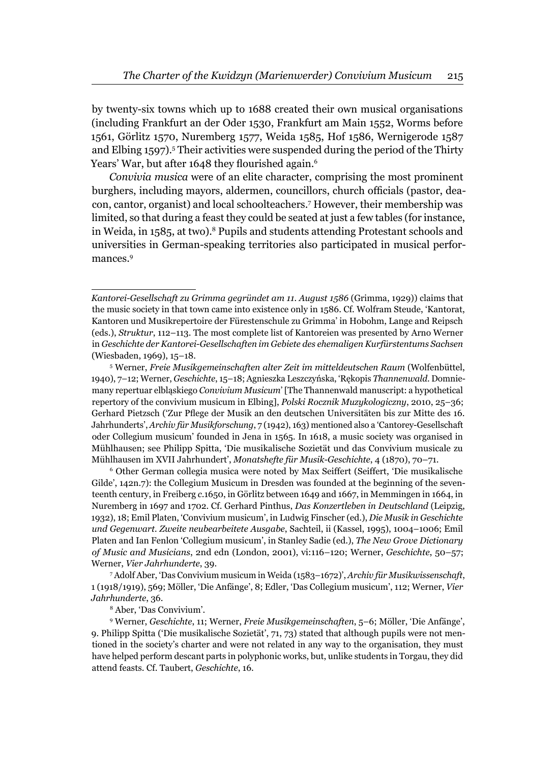by twenty-six towns which up to 1688 created their own musical organisations (including Frankfurt an der Oder 1530, Frankfurt am Main 1552, Worms before 1561, Görlitz 1570, Nuremberg 1577, Weida 1585, Hof 1586, Wernigerode 1587 and Elbing 1597).[5] Their activities were suspended during the period of the Thirty Years' War, but after 1648 they flourished again.[6]

*Convivia musica* were of an elite character, comprising the most prominent burghers, including mayors, aldermen, councillors, church officials (pastor, deacon, cantor, organist) and local schoolteachers.[7] However, their membership was limited, so that during a feast they could be seated at just a few tables (for instance, in Weida, in 1585, at two).[8] Pupils and students attending Protestant schools and universities in German-speaking territories also participated in musical performances.[9]

---

*Kantorei-Gesellschaft zu Grimma gegründet am 11. August 1586* (Grimma, 1929)) claims that the music society in that town came into existence only in 1586. Cf. Wolfram Steude, 'Kantorat, Kantoren und Musikrepertoire der Fürestenschule zu Grimma' in Hobohm, Lange and Reipsch (eds.), *Struktur*, 112–113. The most complete list of Kantoreien was presented by Arno Werner in *Geschichte der Kantorei-Gesellschaften im Gebiete des ehemaligen Kurfürstentums Sachsen* (Wiesbaden, 1969), 15–18.

[5] Werner, *Freie Musikgemeinschaften alter Zeit im mitteldeutschen Raum* (Wolfenbüttel, 1940), 7–12; Werner, *Geschichte*, 15–18; Agnieszka Leszczyńska, 'Rękopis *Thannenwald*. Domniemany repertuar elbląskiego *Convivium Musicum*' [The Thannenwald manuscript: a hypothetical repertory of the convivium musicum in Elbing], *Polski Rocznik Muzykologiczny*, 2010, 25–36; Gerhard Pietzsch ('Zur Pflege der Musik an den deutschen Universitäten bis zur Mitte des 16. Jahrhunderts', *Archiv für Musikforschung*, 7 (1942), 163) mentioned also a 'Cantorey-Gesellschaft oder Collegium musicum' founded in Jena in 1565. In 1618, a music society was organised in Mühlhausen; see Philipp Spitta, 'Die musikalische Sozietät und das Convivium musicale zu Mühlhausen im XVII Jahrhundert', *Monatshefte für Musik-Geschichte*, 4 (1870), 70–71.

[6] Other German collegia musica were noted by Max Seiffert (Seiffert, 'Die musikalische Gilde', 142n.7): the Collegium Musicum in Dresden was founded at the beginning of the seventeenth century, in Freiberg *c.*1650, in Görlitz between 1649 and 1667, in Memmingen in 1664, in Nuremberg in 1697 and 1702. Cf. Gerhard Pinthus, *Das Konzertleben in Deutschland* (Leipzig, 1932), 18; Emil Platen, 'Convivium musicum', in Ludwig Finscher (ed.), *Die Musik in Geschichte und Gegenwart. Zweite neubearbeitete Ausgabe*, Sachteil, ii (Kassel, 1995), 1004–1006; Emil Platen and Ian Fenlon 'Collegium musicum', in Stanley Sadie (ed.), *The New Grove Dictionary of Music and Musicians*, 2nd edn (London, 2001), vi:116–120; Werner, *Geschichte*, 50–57; Werner, *Vier Jahrhunderte*, 39.

[7] Adolf Aber, 'Das Convivium musicum in Weida (1583–1672)', *Archiv für Musikwissenschaft*, 1 (1918/1919), 569; Möller, 'Die Anfänge', 8; Edler, 'Das Collegium musicum', 112; Werner, *Vier Jahrhunderte*, 36.

[8] Aber, 'Das Convivium'.

[9] Werner, *Geschichte*, 11; Werner, *Freie Musikgemeinschaften*, 5–6; Möller, 'Die Anfänge', 9. Philipp Spitta ('Die musikalische Sozietät', 71, 73) stated that although pupils were not mentioned in the society's charter and were not related in any way to the organisation, they must have helped perform descant parts in polyphonic works, but, unlike students in Torgau, they did attend feasts. Cf. Taubert, *Geschichte*, 16.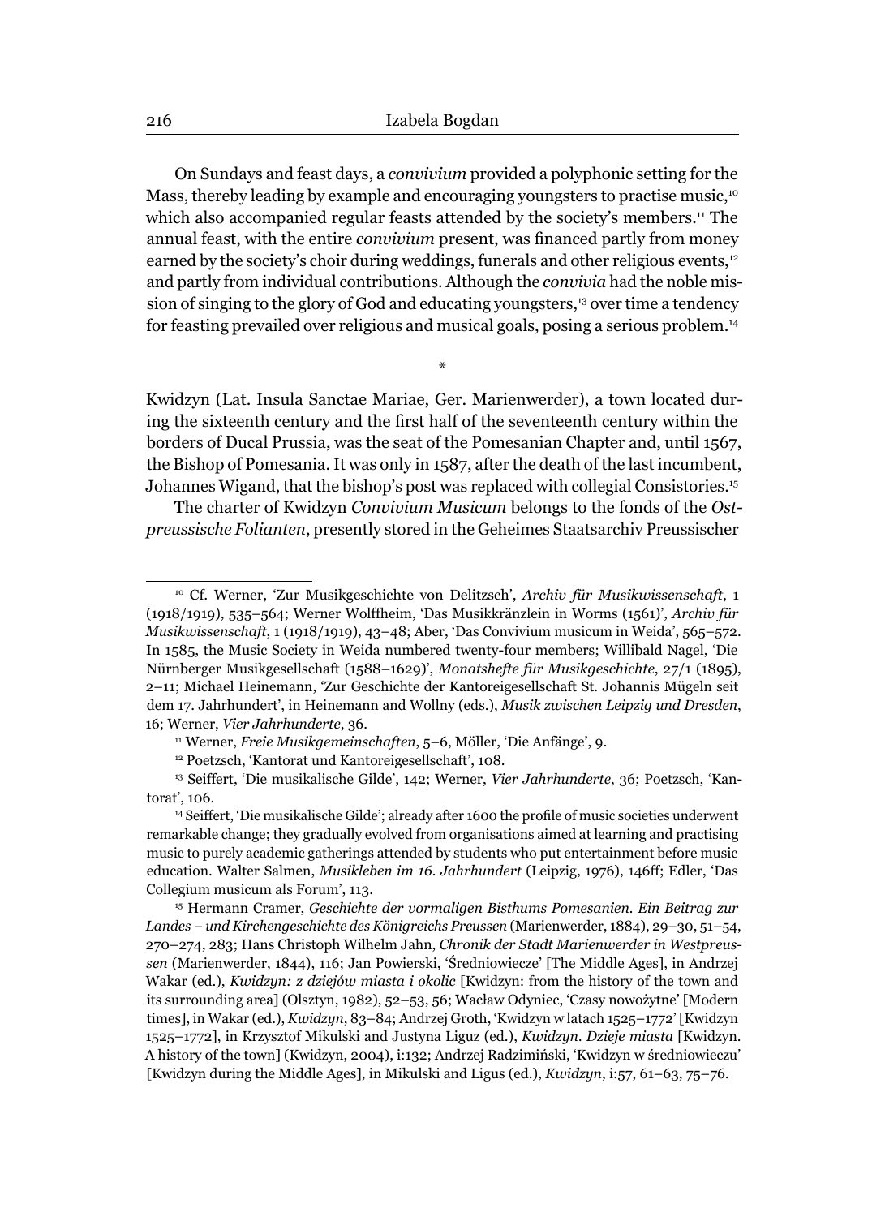On Sundays and feast days, a *convivium* provided a polyphonic setting for the Mass, thereby leading by example and encouraging youngsters to practise music,[10] which also accompanied regular feasts attended by the society's members.[11] The annual feast, with the entire *convivium* present, was financed partly from money earned by the society's choir during weddings, funerals and other religious events,[12] and partly from individual contributions. Although the *convivia* had the noble mission of singing to the glory of God and educating youngsters,[13] over time a tendency for feasting prevailed over religious and musical goals, posing a serious problem.[14]

*

Kwidzyn (Lat. Insula Sanctae Mariae, Ger. Marienwerder), a town located during the sixteenth century and the first half of the seventeenth century within the borders of Ducal Prussia, was the seat of the Pomesanian Chapter and, until 1567, the Bishop of Pomesania. It was only in 1587, after the death of the last incumbent, Johannes Wigand, that the bishop's post was replaced with collegial Consistories.[15]

The charter of Kwidzyn *Convivium Musicum* belongs to the fonds of the *Ostpreussische Folianten*, presently stored in the Geheimes Staatsarchiv Preussischer

---

[10] Cf. Werner, 'Zur Musikgeschichte von Delitzsch', *Archiv für Musikwissenschaft*, 1 (1918/1919), 535–564; Werner Wolffheim, 'Das Musikkränzlein in Worms (1561)', *Archiv für Musikwissenschaft*, 1 (1918/1919), 43–48; Aber, 'Das Convivium musicum in Weida', 565–572. In 1585, the Music Society in Weida numbered twenty-four members; Willibald Nagel, 'Die Nürnberger Musikgesellschaft (1588–1629)', *Monatshefte für Musikgeschichte*, 27/1 (1895), 2–11; Michael Heinemann, 'Zur Geschichte der Kantoreigesellschaft St. Johannis Mügeln seit dem 17. Jahrhundert', in Heinemann and Wollny (eds.), *Musik zwischen Leipzig und Dresden*, 16; Werner, *Vier Jahrhunderte*, 36.

[11] Werner, *Freie Musikgemeinschaften*, 5–6, Möller, 'Die Anfänge', 9.

[12] Poetzsch, 'Kantorat und Kantoreigesellschaft', 108.

[13] Seiffert, 'Die musikalische Gilde', 142; Werner, *Vier Jahrhunderte*, 36; Poetzsch, 'Kantorat', 106.

[14] Seiffert, 'Die musikalische Gilde'; already after 1600 the profile of music societies underwent remarkable change; they gradually evolved from organisations aimed at learning and practising music to purely academic gatherings attended by students who put entertainment before music education. Walter Salmen, *Musikleben im 16. Jahrhundert* (Leipzig, 1976), 146ff; Edler, 'Das Collegium musicum als Forum', 113.

[15] Hermann Cramer, *Geschichte der vormaligen Bisthums Pomesanien. Ein Beitrag zur Landes – und Kirchengeschichte des Königreichs Preussen* (Marienwerder, 1884), 29–30, 51–54, 270–274, 283; Hans Christoph Wilhelm Jahn, *Chronik der Stadt Marienwerder in Westpreussen* (Marienwerder, 1844), 116; Jan Powierski, 'Średniowiecze' [The Middle Ages], in Andrzej Wakar (ed.), *Kwidzyn: z dziejów miasta i okolic* [Kwidzyn: from the history of the town and its surrounding area] (Olsztyn, 1982), 52–53, 56; Wacław Odyniec, 'Czasy nowożytne' [Modern times], in Wakar (ed.), *Kwidzyn*, 83–84; Andrzej Groth, 'Kwidzyn w latach 1525–1772' [Kwidzyn 1525–1772], in Krzysztof Mikulski and Justyna Liguz (ed.), *Kwidzyn. Dzieje miasta* [Kwidzyn. A history of the town] (Kwidzyn, 2004), i:132; Andrzej Radzimiński, 'Kwidzyn w średniowieczu' [Kwidzyn during the Middle Ages], in Mikulski and Ligus (ed.), *Kwidzyn*, i:57, 61–63, 75–76.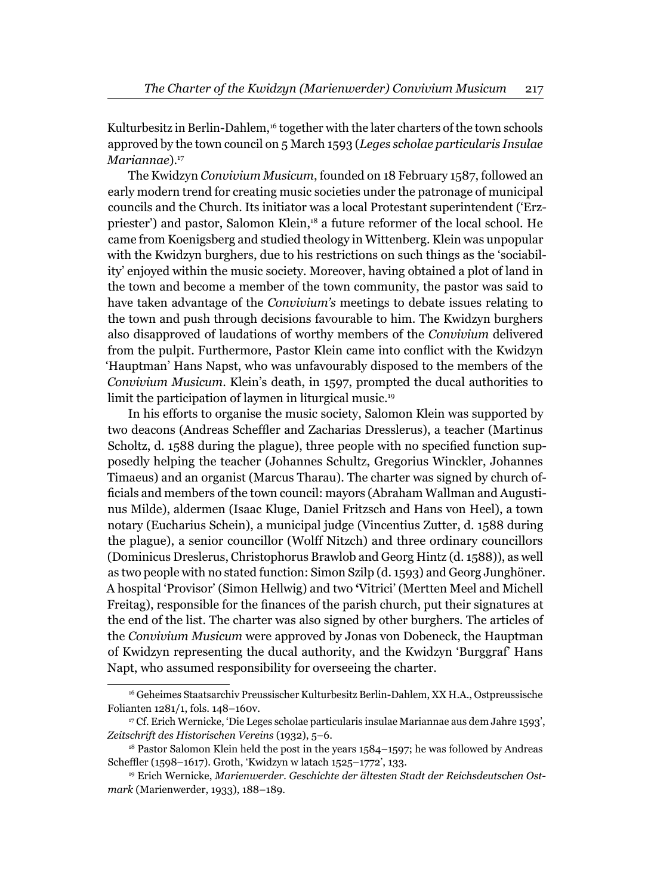Kulturbesitz in Berlin-Dahlem,[16] together with the later charters of the town schools approved by the town council on 5 March 1593 (*Leges scholae particularis Insulae Mariannae*).[17]

The Kwidzyn *Convivium Musicum*, founded on 18 February 1587, followed an early modern trend for creating music societies under the patronage of municipal councils and the Church. Its initiator was a local Protestant superintendent ('Erzpriester') and pastor, Salomon Klein,[18] a future reformer of the local school. He came from Koenigsberg and studied theology in Wittenberg. Klein was unpopular with the Kwidzyn burghers, due to his restrictions on such things as the 'sociability' enjoyed within the music society. Moreover, having obtained a plot of land in the town and become a member of the town community, the pastor was said to have taken advantage of the *Convivium's* meetings to debate issues relating to the town and push through decisions favourable to him. The Kwidzyn burghers also disapproved of laudations of worthy members of the *Convivium* delivered from the pulpit. Furthermore, Pastor Klein came into conflict with the Kwidzyn 'Hauptman' Hans Napst, who was unfavourably disposed to the members of the *Convivium Musicum*. Klein's death, in 1597, prompted the ducal authorities to limit the participation of laymen in liturgical music.[19]

In his efforts to organise the music society, Salomon Klein was supported by two deacons (Andreas Scheffler and Zacharias Dresslerus), a teacher (Martinus Scholtz, d. 1588 during the plague), three people with no specified function supposedly helping the teacher (Johannes Schultz, Gregorius Winckler, Johannes Timaeus) and an organist (Marcus Tharau). The charter was signed by church officials and members of the town council: mayors (Abraham Wallman and Augustinus Milde), aldermen (Isaac Kluge, Daniel Fritzsch and Hans von Heel), a town notary (Eucharius Schein), a municipal judge (Vincentius Zutter, d. 1588 during the plague), a senior councillor (Wolff Nitzch) and three ordinary councillors (Dominicus Dreslerus, Christophorus Brawlob and Georg Hintz (d. 1588)), as well as two people with no stated function: Simon Szilp (d. 1593) and Georg Junghöner. A hospital 'Provisor' (Simon Hellwig) and two 'Vitrici' (Mertten Meel and Michell Freitag), responsible for the finances of the parish church, put their signatures at the end of the list. The charter was also signed by other burghers. The articles of the *Convivium Musicum* were approved by Jonas von Dobeneck, the Hauptman of Kwidzyn representing the ducal authority, and the Kwidzyn 'Burggraf' Hans Napt, who assumed responsibility for overseeing the charter.

---

[16] Geheimes Staatsarchiv Preussischer Kulturbesitz Berlin-Dahlem, XX H.A., Ostpreussische Folianten 1281/1, fols. 148–160v.

[17] Cf. Erich Wernicke, 'Die Leges scholae particularis insulae Mariannae aus dem Jahre 1593', *Zeitschrift des Historischen Vereins* (1932), 5–6.

[18] Pastor Salomon Klein held the post in the years 1584–1597; he was followed by Andreas Scheffler (1598–1617). Groth, 'Kwidzyn w latach 1525–1772', 133.

[19] Erich Wernicke, *Marienwerder. Geschichte der ältesten Stadt der Reichsdeutschen Ostmark* (Marienwerder, 1933), 188–189.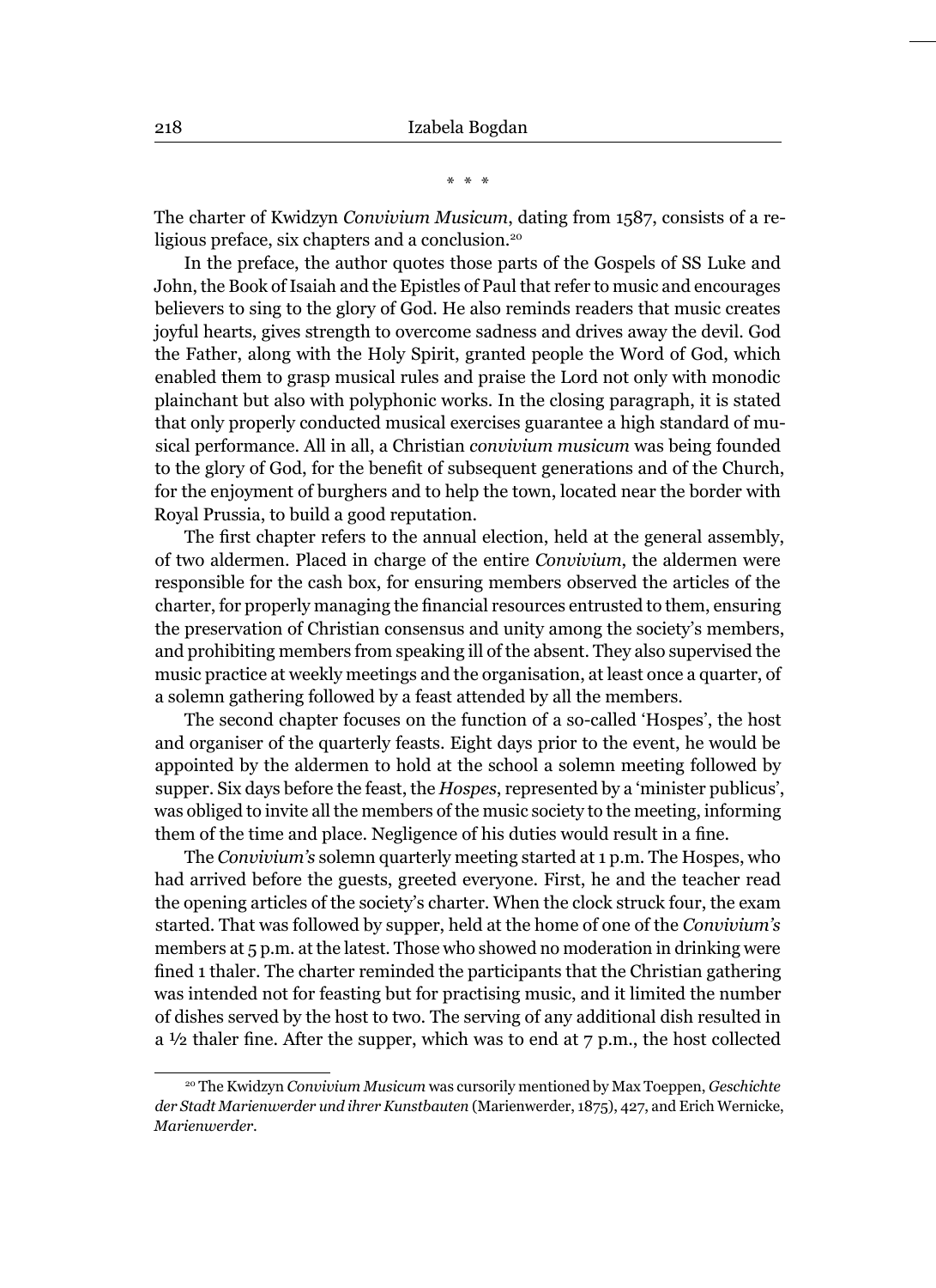\* \* \*

The charter of Kwidzyn *Convivium Musicum*, dating from 1587, consists of a religious preface, six chapters and a conclusion.[20]

In the preface, the author quotes those parts of the Gospels of SS Luke and John, the Book of Isaiah and the Epistles of Paul that refer to music and encourages believers to sing to the glory of God. He also reminds readers that music creates joyful hearts, gives strength to overcome sadness and drives away the devil. God the Father, along with the Holy Spirit, granted people the Word of God, which enabled them to grasp musical rules and praise the Lord not only with monodic plainchant but also with polyphonic works. In the closing paragraph, it is stated that only properly conducted musical exercises guarantee a high standard of musical performance. All in all, a Christian *convivium musicum* was being founded to the glory of God, for the benefit of subsequent generations and of the Church, for the enjoyment of burghers and to help the town, located near the border with Royal Prussia, to build a good reputation.

The first chapter refers to the annual election, held at the general assembly, of two aldermen. Placed in charge of the entire *Convivium*, the aldermen were responsible for the cash box, for ensuring members observed the articles of the charter, for properly managing the financial resources entrusted to them, ensuring the preservation of Christian consensus and unity among the society's members, and prohibiting members from speaking ill of the absent. They also supervised the music practice at weekly meetings and the organisation, at least once a quarter, of a solemn gathering followed by a feast attended by all the members.

The second chapter focuses on the function of a so-called 'Hospes', the host and organiser of the quarterly feasts. Eight days prior to the event, he would be appointed by the aldermen to hold at the school a solemn meeting followed by supper. Six days before the feast, the *Hospes*, represented by a 'minister publicus', was obliged to invite all the members of the music society to the meeting, informing them of the time and place. Negligence of his duties would result in a fine.

The *Convivium's* solemn quarterly meeting started at 1 p.m. The Hospes, who had arrived before the guests, greeted everyone. First, he and the teacher read the opening articles of the society's charter. When the clock struck four, the exam started. That was followed by supper, held at the home of one of the *Convivium's* members at 5 p.m. at the latest. Those who showed no moderation in drinking were fined 1 thaler. The charter reminded the participants that the Christian gathering was intended not for feasting but for practising music, and it limited the number of dishes served by the host to two. The serving of any additional dish resulted in a ½ thaler fine. After the supper, which was to end at 7 p.m., the host collected

[20] The Kwidzyn *Convivium Musicum* was cursorily mentioned by Max Toeppen, *Geschichte der Stadt Marienwerder und ihrer Kunstbauten* (Marienwerder, 1875), 427, and Erich Wernicke, *Marienwerder*.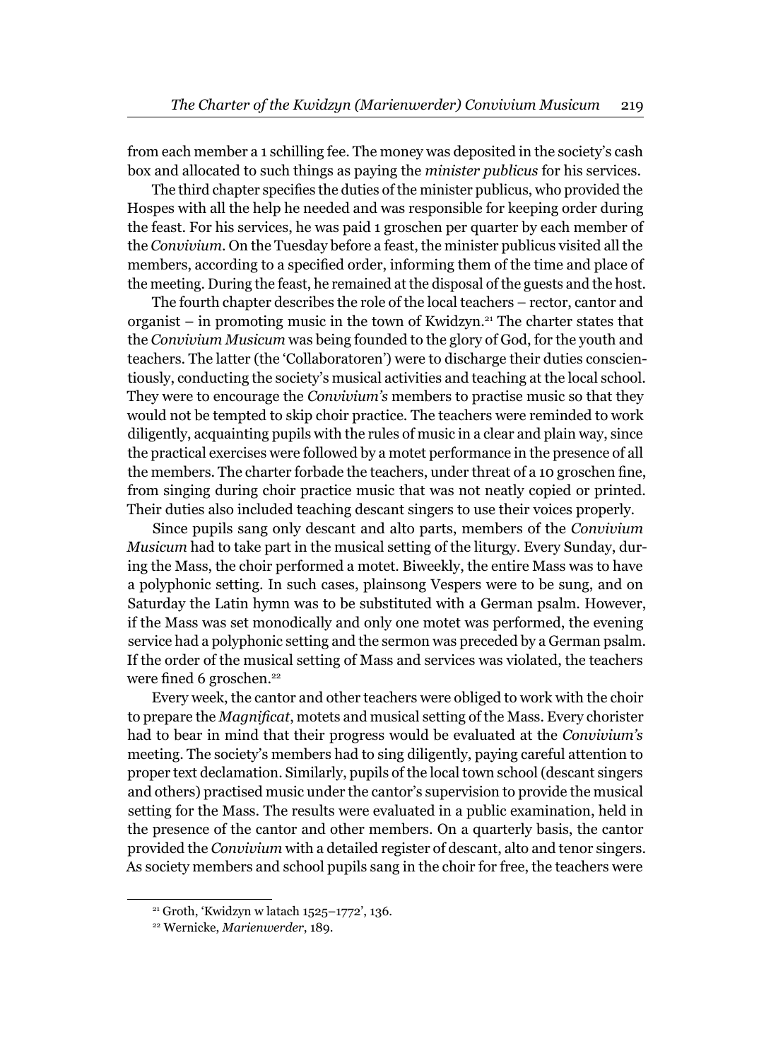from each member a 1 schilling fee. The money was deposited in the society's cash box and allocated to such things as paying the *minister publicus* for his services.

The third chapter specifies the duties of the minister publicus, who provided the Hospes with all the help he needed and was responsible for keeping order during the feast. For his services, he was paid 1 groschen per quarter by each member of the *Convivium*. On the Tuesday before a feast, the minister publicus visited all the members, according to a specified order, informing them of the time and place of the meeting. During the feast, he remained at the disposal of the guests and the host.

The fourth chapter describes the role of the local teachers – rector, cantor and organist – in promoting music in the town of Kwidzyn.[21] The charter states that the *Convivium Musicum* was being founded to the glory of God, for the youth and teachers. The latter (the 'Collaboratoren') were to discharge their duties conscientiously, conducting the society's musical activities and teaching at the local school. They were to encourage the *Convivium's* members to practise music so that they would not be tempted to skip choir practice. The teachers were reminded to work diligently, acquainting pupils with the rules of music in a clear and plain way, since the practical exercises were followed by a motet performance in the presence of all the members. The charter forbade the teachers, under threat of a 10 groschen fine, from singing during choir practice music that was not neatly copied or printed. Their duties also included teaching descant singers to use their voices properly.

Since pupils sang only descant and alto parts, members of the *Convivium Musicum* had to take part in the musical setting of the liturgy. Every Sunday, during the Mass, the choir performed a motet. Biweekly, the entire Mass was to have a polyphonic setting. In such cases, plainsong Vespers were to be sung, and on Saturday the Latin hymn was to be substituted with a German psalm. However, if the Mass was set monodically and only one motet was performed, the evening service had a polyphonic setting and the sermon was preceded by a German psalm. If the order of the musical setting of Mass and services was violated, the teachers were fined 6 groschen.[22]

Every week, the cantor and other teachers were obliged to work with the choir to prepare the *Magnificat*, motets and musical setting of the Mass. Every chorister had to bear in mind that their progress would be evaluated at the *Convivium's* meeting. The society's members had to sing diligently, paying careful attention to proper text declamation. Similarly, pupils of the local town school (descant singers and others) practised music under the cantor's supervision to provide the musical setting for the Mass. The results were evaluated in a public examination, held in the presence of the cantor and other members. On a quarterly basis, the cantor provided the *Convivium* with a detailed register of descant, alto and tenor singers. As society members and school pupils sang in the choir for free, the teachers were

[21] Groth, 'Kwidzyn w latach 1525–1772', 136.

[22] Wernicke, *Marienwerder*, 189.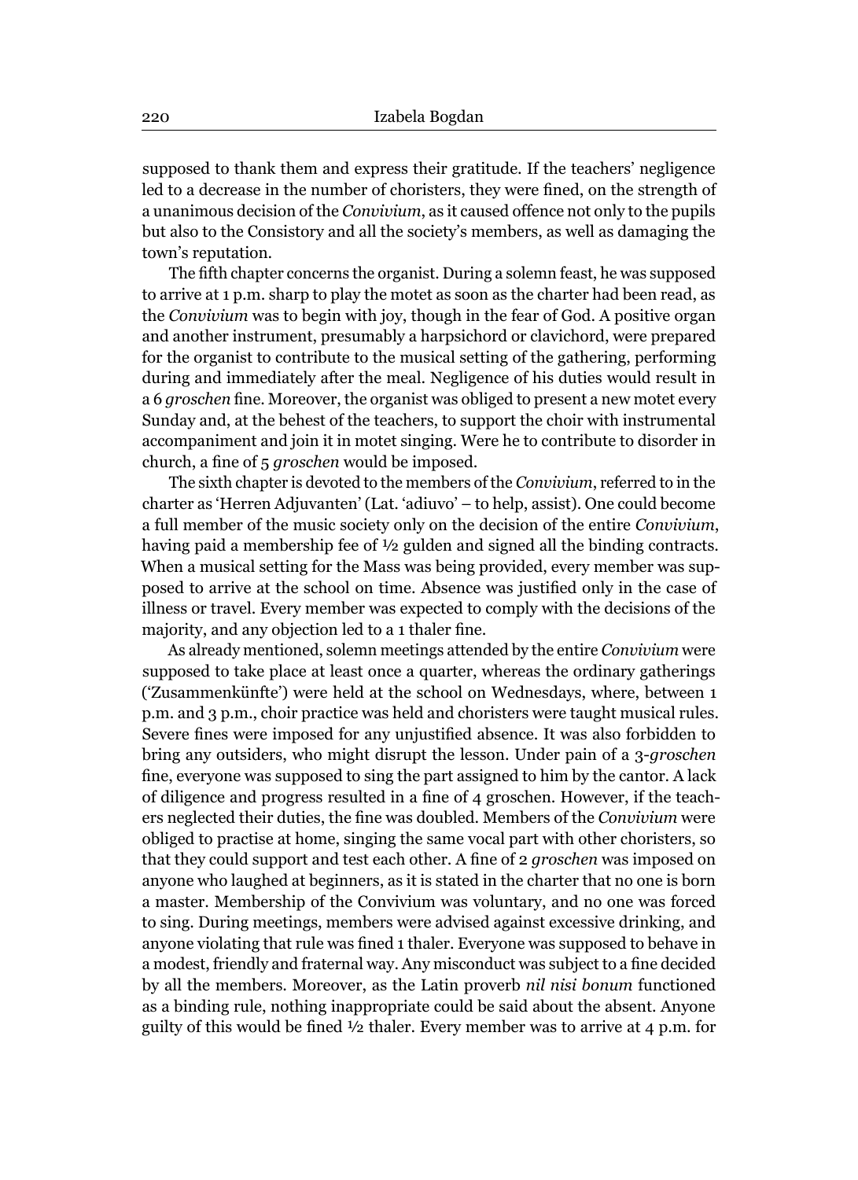supposed to thank them and express their gratitude. If the teachers' negligence led to a decrease in the number of choristers, they were fined, on the strength of a unanimous decision of the *Convivium*, as it caused offence not only to the pupils but also to the Consistory and all the society's members, as well as damaging the town's reputation.

The fifth chapter concerns the organist. During a solemn feast, he was supposed to arrive at 1 p.m. sharp to play the motet as soon as the charter had been read, as the *Convivium* was to begin with joy, though in the fear of God. A positive organ and another instrument, presumably a harpsichord or clavichord, were prepared for the organist to contribute to the musical setting of the gathering, performing during and immediately after the meal. Negligence of his duties would result in a 6 *groschen* fine. Moreover, the organist was obliged to present a new motet every Sunday and, at the behest of the teachers, to support the choir with instrumental accompaniment and join it in motet singing. Were he to contribute to disorder in church, a fine of 5 *groschen* would be imposed.

The sixth chapter is devoted to the members of the *Convivium*, referred to in the charter as 'Herren Adjuvanten' (Lat. 'adiuvo' – to help, assist). One could become a full member of the music society only on the decision of the entire *Convivium*, having paid a membership fee of ½ gulden and signed all the binding contracts. When a musical setting for the Mass was being provided, every member was supposed to arrive at the school on time. Absence was justified only in the case of illness or travel. Every member was expected to comply with the decisions of the majority, and any objection led to a 1 thaler fine.

As already mentioned, solemn meetings attended by the entire *Convivium* were supposed to take place at least once a quarter, whereas the ordinary gatherings ('Zusammenkünfte') were held at the school on Wednesdays, where, between 1 p.m. and 3 p.m., choir practice was held and choristers were taught musical rules. Severe fines were imposed for any unjustified absence. It was also forbidden to bring any outsiders, who might disrupt the lesson. Under pain of a 3-*groschen* fine, everyone was supposed to sing the part assigned to him by the cantor. A lack of diligence and progress resulted in a fine of 4 groschen. However, if the teachers neglected their duties, the fine was doubled. Members of the *Convivium* were obliged to practise at home, singing the same vocal part with other choristers, so that they could support and test each other. A fine of 2 *groschen* was imposed on anyone who laughed at beginners, as it is stated in the charter that no one is born a master. Membership of the Convivium was voluntary, and no one was forced to sing. During meetings, members were advised against excessive drinking, and anyone violating that rule was fined 1 thaler. Everyone was supposed to behave in a modest, friendly and fraternal way. Any misconduct was subject to a fine decided by all the members. Moreover, as the Latin proverb *nil nisi bonum* functioned as a binding rule, nothing inappropriate could be said about the absent. Anyone guilty of this would be fined ½ thaler. Every member was to arrive at 4 p.m. for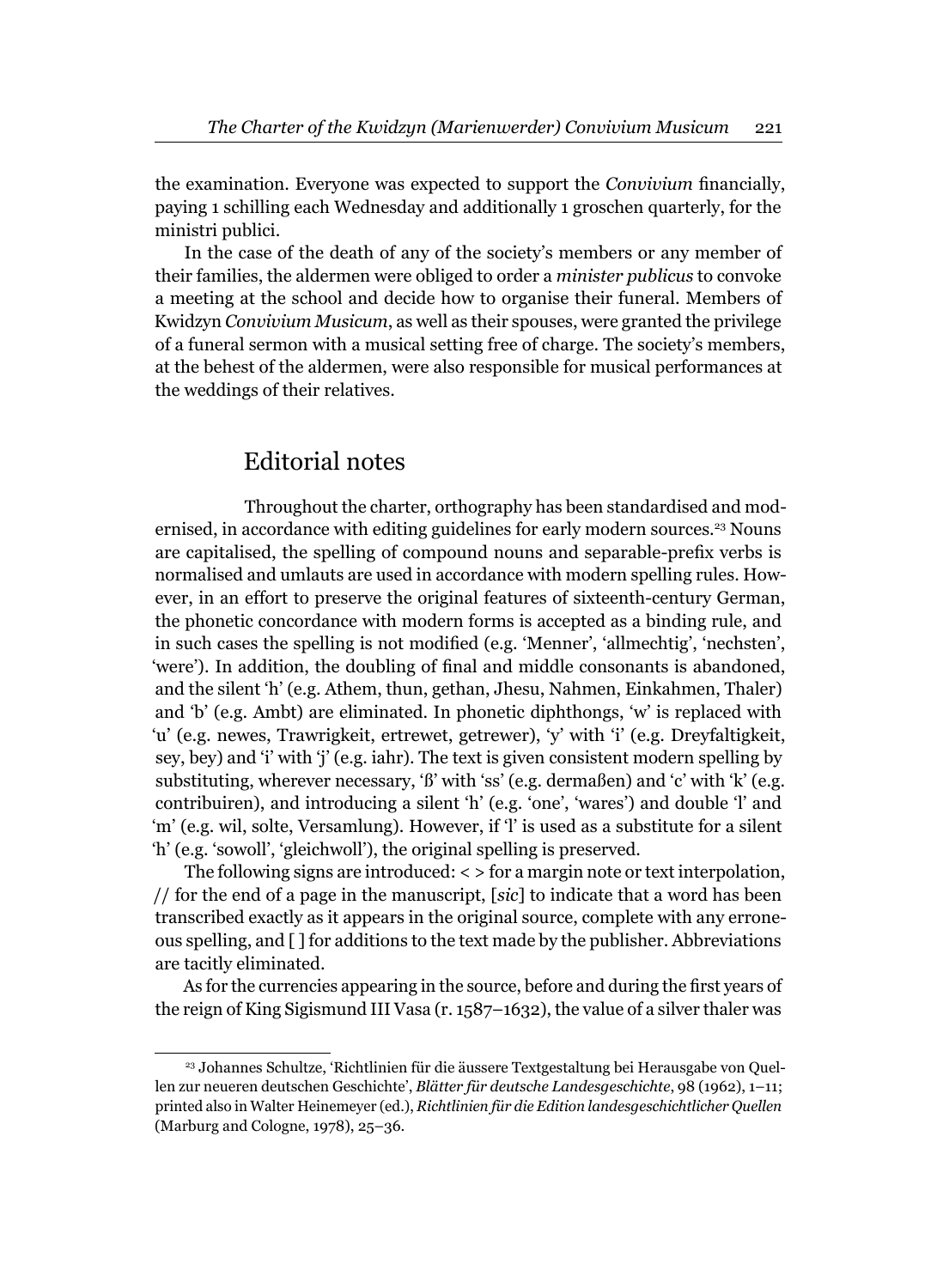the examination. Everyone was expected to support the *Convivium* financially, paying 1 schilling each Wednesday and additionally 1 groschen quarterly, for the ministri publici.

In the case of the death of any of the society's members or any member of their families, the aldermen were obliged to order a *minister publicus* to convoke a meeting at the school and decide how to organise their funeral. Members of Kwidzyn *Convivium Musicum*, as well as their spouses, were granted the privilege of a funeral sermon with a musical setting free of charge. The society's members, at the behest of the aldermen, were also responsible for musical performances at the weddings of their relatives.

## Editorial notes

Throughout the charter, orthography has been standardised and modernised, in accordance with editing guidelines for early modern sources.[23] Nouns are capitalised, the spelling of compound nouns and separable-prefix verbs is normalised and umlauts are used in accordance with modern spelling rules. However, in an effort to preserve the original features of sixteenth-century German, the phonetic concordance with modern forms is accepted as a binding rule, and in such cases the spelling is not modified (e.g. 'Menner', 'allmechtig', 'nechsten', 'were'). In addition, the doubling of final and middle consonants is abandoned, and the silent 'h' (e.g. Athem, thun, gethan, Jhesu, Nahmen, Einkahmen, Thaler) and 'b' (e.g. Ambt) are eliminated. In phonetic diphthongs, 'w' is replaced with 'u' (e.g. newes, Trawrigkeit, ertrewet, getrewer), 'y' with 'i' (e.g. Dreyfaltigkeit, sey, bey) and 'i' with 'j' (e.g. iahr). The text is given consistent modern spelling by substituting, wherever necessary, 'ß' with 'ss' (e.g. dermaßen) and 'c' with 'k' (e.g. contribuiren), and introducing a silent 'h' (e.g. 'one', 'wares') and double 'l' and 'm' (e.g. wil, solte, Versamlung). However, if 'l' is used as a substitute for a silent 'h' (e.g. 'sowoll', 'gleichwoll'), the original spelling is preserved.

The following signs are introduced: < > for a margin note or text interpolation, // for the end of a page in the manuscript, [*sic*] to indicate that a word has been transcribed exactly as it appears in the original source, complete with any erroneous spelling, and [ ] for additions to the text made by the publisher. Abbreviations are tacitly eliminated.

As for the currencies appearing in the source, before and during the first years of the reign of King Sigismund III Vasa (r. 1587–1632), the value of a silver thaler was

---

[23] Johannes Schultze, 'Richtlinien für die äussere Textgestaltung bei Herausgabe von Quellen zur neueren deutschen Geschichte', *Blätter für deutsche Landesgeschichte*, 98 (1962), 1–11; printed also in Walter Heinemeyer (ed.), *Richtlinien für die Edition landesgeschichtlicher Quellen* (Marburg and Cologne, 1978), 25–36.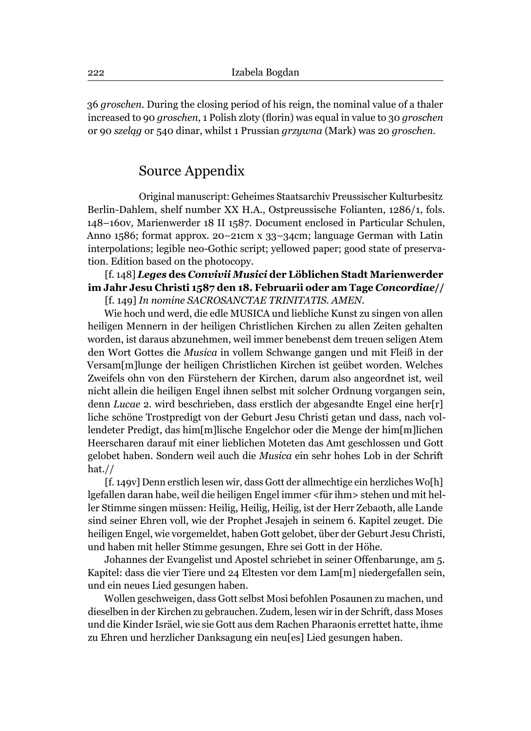36 *groschen*. During the closing period of his reign, the nominal value of a thaler increased to 90 *groschen*, 1 Polish zloty (florin) was equal in value to 30 *groschen* or 90 *szeląg* or 540 dinar, whilst 1 Prussian *grzywna* (Mark) was 20 *groschen*.

## Source Appendix

Original manuscript: Geheimes Staatsarchiv Preussischer Kulturbesitz Berlin-Dahlem, shelf number XX H.A., Ostpreussische Folianten, 1286/1, fols. 148–160v, Marienwerder 18 II 1587. Document enclosed in Particular Schulen, Anno 1586; format approx. 20–21cm x 33–34cm; language German with Latin interpolations; legible neo-Gothic script; yellowed paper; good state of preservation. Edition based on the photocopy.

[f. 148] ***Leges* des *Convivii Musici* der Löblichen Stadt Marienwerder im Jahr Jesu Christi 1587 den 18. Februarii oder am Tage *Concordiae*//**

[f. 149] *In nomine SACROSANCTAE TRINITATIS. AMEN.*

Wie hoch und werd, die edle MUSICA und liebliche Kunst zu singen von allen heiligen Mennern in der heiligen Christlichen Kirchen zu allen Zeiten gehalten worden, ist daraus abzunehmen, weil immer benebenst dem treuen seligen Atem den Wort Gottes die *Musica* in vollem Schwange gangen und mit Fleiß in der Versam[m]lunge der heiligen Christlichen Kirchen ist geübet worden. Welches Zweifels ohn von den Fürstehern der Kirchen, darum also angeordnet ist, weil nicht allein die heiligen Engel ihnen selbst mit solcher Ordnung vorgangen sein, denn *Lucae* 2. wird beschrieben, dass erstlich der abgesandte Engel eine her[r]liche schöne Trostpredigt von der Geburt Jesu Christi getan und dass, nach vollendeter Predigt, das him[m]lische Engelchor oder die Menge der him[m]lichen Heerscharen darauf mit einer lieblichen Moteten das Amt geschlossen und Gott gelobet haben. Sondern weil auch die *Musica* ein sehr hohes Lob in der Schrift hat.//

[f. 149v] Denn erstlich lesen wir, dass Gott der allmechtige ein herzliches Wo[h]lgefallen daran habe, weil die heiligen Engel immer <für ihm> stehen und mit heller Stimme singen müssen: Heilig, Heilig, Heilig, ist der Herr Zebaoth, alle Lande sind seiner Ehren voll, wie der Prophet Jesajeh in seinem 6. Kapitel zeuget. Die heiligen Engel, wie vorgemeldet, haben Gott gelobet, über der Geburt Jesu Christi, und haben mit heller Stimme gesungen, Ehre sei Gott in der Höhe.

Johannes der Evangelist und Apostel schriebet in seiner Offenbarunge, am 5. Kapitel: dass die vier Tiere und 24 Eltesten vor dem Lam[m] niedergefallen sein, und ein neues Lied gesungen haben.

Wollen geschweigen, dass Gott selbst Mosi befohlen Posaunen zu machen, und dieselben in der Kirchen zu gebrauchen. Zudem, lesen wir in der Schrift, dass Moses und die Kinder Isräel, wie sie Gott aus dem Rachen Pharaonis errettet hatte, ihme zu Ehren und herzlicher Danksagung ein neu[es] Lied gesungen haben.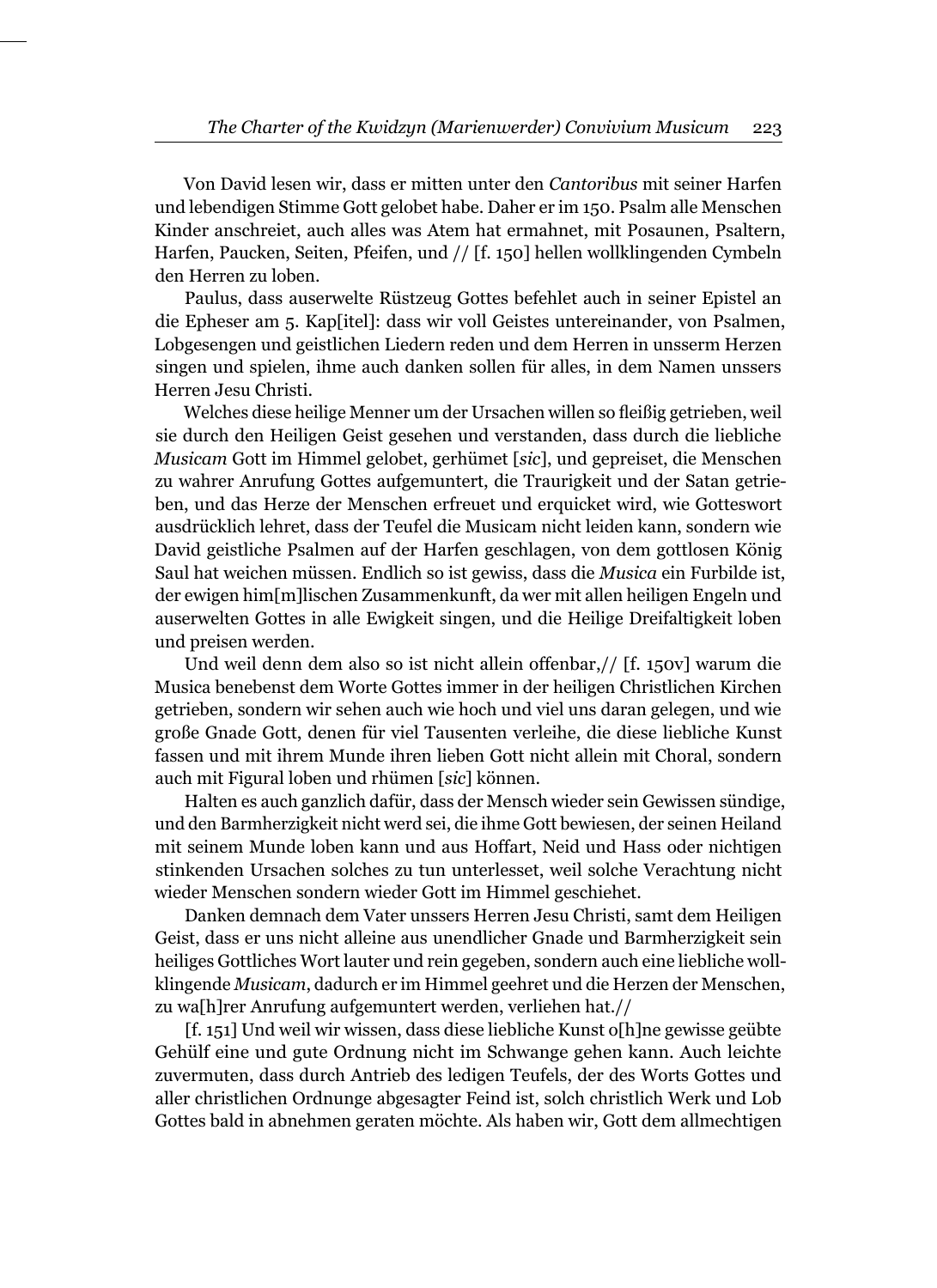Von David lesen wir, dass er mitten unter den *Cantoribus* mit seiner Harfen und lebendigen Stimme Gott gelobet habe. Daher er im 150. Psalm alle Menschen Kinder anschreiet, auch alles was Atem hat ermahnet, mit Posaunen, Psaltern, Harfen, Paucken, Seiten, Pfeifen, und // [f. 150] hellen wollklingenden Cymbeln den Herren zu loben.

Paulus, dass auserwelte Rüstzeug Gottes befehlet auch in seiner Epistel an die Epheser am 5. Kap[itel]: dass wir voll Geistes untereinander, von Psalmen, Lobgesengen und geistlichen Liedern reden und dem Herren in unsserm Herzen singen und spielen, ihme auch danken sollen für alles, in dem Namen unssers Herren Jesu Christi.

Welches diese heilige Menner um der Ursachen willen so fleißig getrieben, weil sie durch den Heiligen Geist gesehen und verstanden, dass durch die liebliche *Musicam* Gott im Himmel gelobet, gerhümet [*sic*], und gepreiset, die Menschen zu wahrer Anrufung Gottes aufgemuntert, die Traurigkeit und der Satan getrieben, und das Herze der Menschen erfreuet und erquicket wird, wie Gotteswort ausdrücklich lehret, dass der Teufel die Musicam nicht leiden kann, sondern wie David geistliche Psalmen auf der Harfen geschlagen, von dem gottlosen König Saul hat weichen müssen. Endlich so ist gewiss, dass die *Musica* ein Furbilde ist, der ewigen him[m]lischen Zusammenkunft, da wer mit allen heiligen Engeln und auserwelten Gottes in alle Ewigkeit singen, und die Heilige Dreifaltigkeit loben und preisen werden.

Und weil denn dem also so ist nicht allein offenbar,// [f. 150v] warum die Musica benebenst dem Worte Gottes immer in der heiligen Christlichen Kirchen getrieben, sondern wir sehen auch wie hoch und viel uns daran gelegen, und wie große Gnade Gott, denen für viel Tausenten verleihe, die diese liebliche Kunst fassen und mit ihrem Munde ihren lieben Gott nicht allein mit Choral, sondern auch mit Figural loben und rhümen [*sic*] können.

Halten es auch ganzlich dafür, dass der Mensch wieder sein Gewissen sündige, und den Barmherzigkeit nicht werd sei, die ihme Gott bewiesen, der seinen Heiland mit seinem Munde loben kann und aus Hoffart, Neid und Hass oder nichtigen stinkenden Ursachen solches zu tun unterlesset, weil solche Verachtung nicht wieder Menschen sondern wieder Gott im Himmel geschiehet.

Danken demnach dem Vater unssers Herren Jesu Christi, samt dem Heiligen Geist, dass er uns nicht alleine aus unendlicher Gnade und Barmherzigkeit sein heiliges Gottliches Wort lauter und rein gegeben, sondern auch eine liebliche wollklingende *Musicam*, dadurch er im Himmel geehret und die Herzen der Menschen, zu wa[h]rer Anrufung aufgemuntert werden, verliehen hat.//

[f. 151] Und weil wir wissen, dass diese liebliche Kunst o[h]ne gewisse geübte Gehülf eine und gute Ordnung nicht im Schwange gehen kann. Auch leichte zuvermuten, dass durch Antrieb des ledigen Teufels, der des Worts Gottes und aller christlichen Ordnunge abgesagter Feind ist, solch christlich Werk und Lob Gottes bald in abnehmen geraten möchte. Als haben wir, Gott dem allmechtigen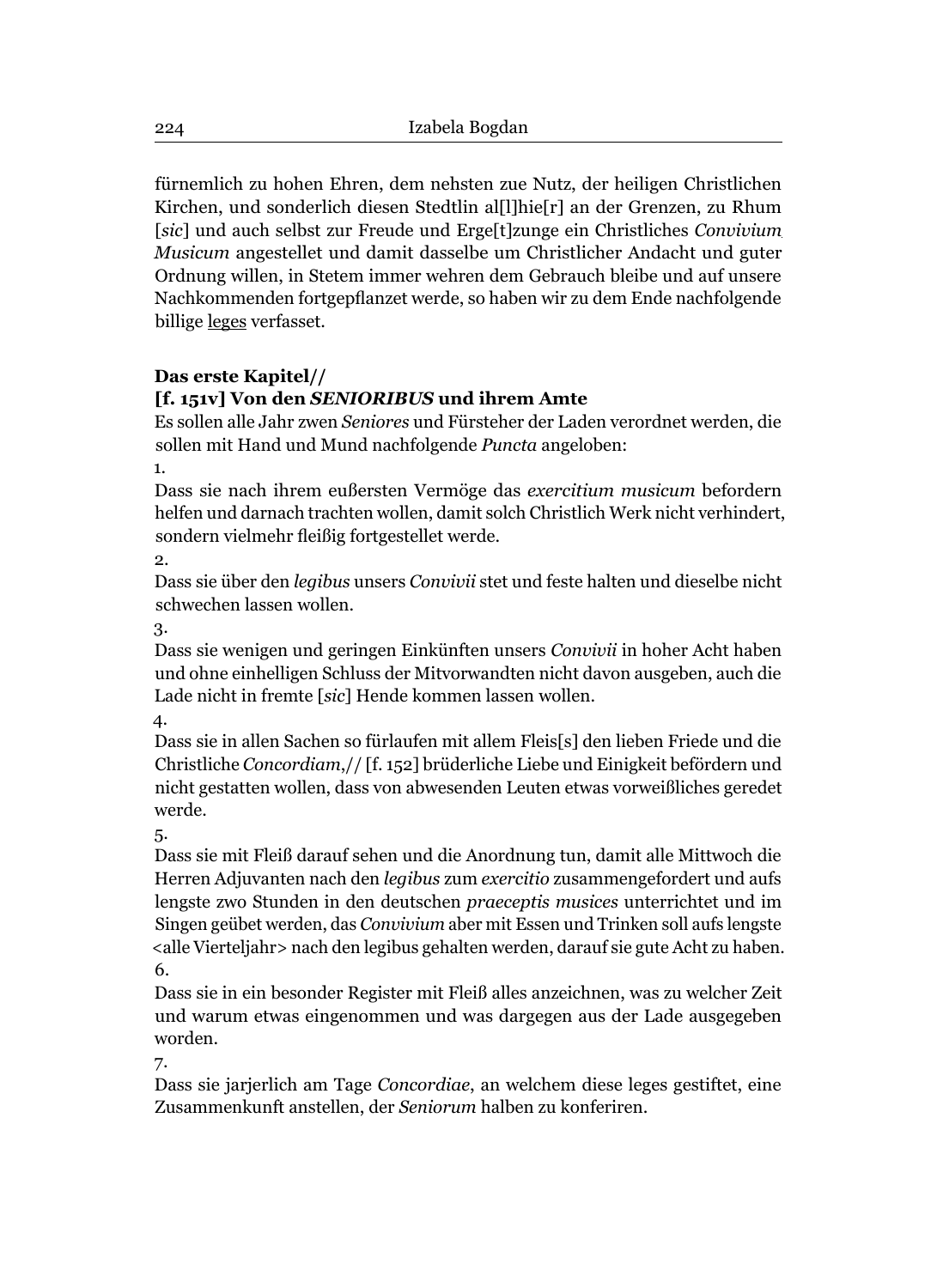fürnemlich zu hohen Ehren, dem nehsten zue Nutz, der heiligen Christlichen Kirchen, und sonderlich diesen Stedtlin al[l]hie[r] an der Grenzen, zu Rhum [*sic*] und auch selbst zur Freude und Erge[t]zunge ein Christliches *Convivium Musicum* angestellet und damit dasselbe um Christlicher Andacht und guter Ordnung willen, in Stetem immer wehren dem Gebrauch bleibe und auf unsere Nachkommenden fortgepflanzet werde, so haben wir zu dem Ende nachfolgende billige leges verfasset.

**Das erste Kapitel//**
**[f. 151v] Von den *SENIORIBUS* und ihrem Amte**

Es sollen alle Jahr zwen *Seniores* und Fürsteher der Laden verordnet werden, die sollen mit Hand und Mund nachfolgende *Puncta* angeloben:

1.
Dass sie nach ihrem eußersten Vermöge das *exercitium musicum* befordern helfen und darnach trachten wollen, damit solch Christlich Werk nicht verhindert, sondern vielmehr fleißig fortgestellet werde.

2.
Dass sie über den *legibus* unsers *Convivii* stet und feste halten und dieselbe nicht schwechen lassen wollen.

3.
Dass sie wenigen und geringen Einkünften unsers *Convivii* in hoher Acht haben und ohne einhelligen Schluss der Mitvorwandten nicht davon ausgeben, auch die Lade nicht in fremte [*sic*] Hende kommen lassen wollen.

4.
Dass sie in allen Sachen so fürlaufen mit allem Fleis[s] den lieben Friede und die Christliche *Concordiam*,// [f. 152] brüderliche Liebe und Einigkeit befördern und nicht gestatten wollen, dass von abwesenden Leuten etwas vorweißliches geredet werde.

5.
Dass sie mit Fleiß darauf sehen und die Anordnung tun, damit alle Mittwoch die Herren Adjuvanten nach den *legibus* zum *exercitio* zusammengefordert und aufs lengste zwo Stunden in den deutschen *praeceptis musices* unterrichtet und im Singen geübet werden, das *Convivium* aber mit Essen und Trinken soll aufs lengste <alle Vierteljahr> nach den legibus gehalten werden, darauf sie gute Acht zu haben.

6.
Dass sie in ein besonder Register mit Fleiß alles anzeichnen, was zu welcher Zeit und warum etwas eingenommen und was dargegen aus der Lade ausgegeben worden.

7.
Dass sie jarjerlich am Tage *Concordiae*, an welchem diese leges gestiftet, eine Zusammenkunft anstellen, der *Seniorum* halben zu konferiren.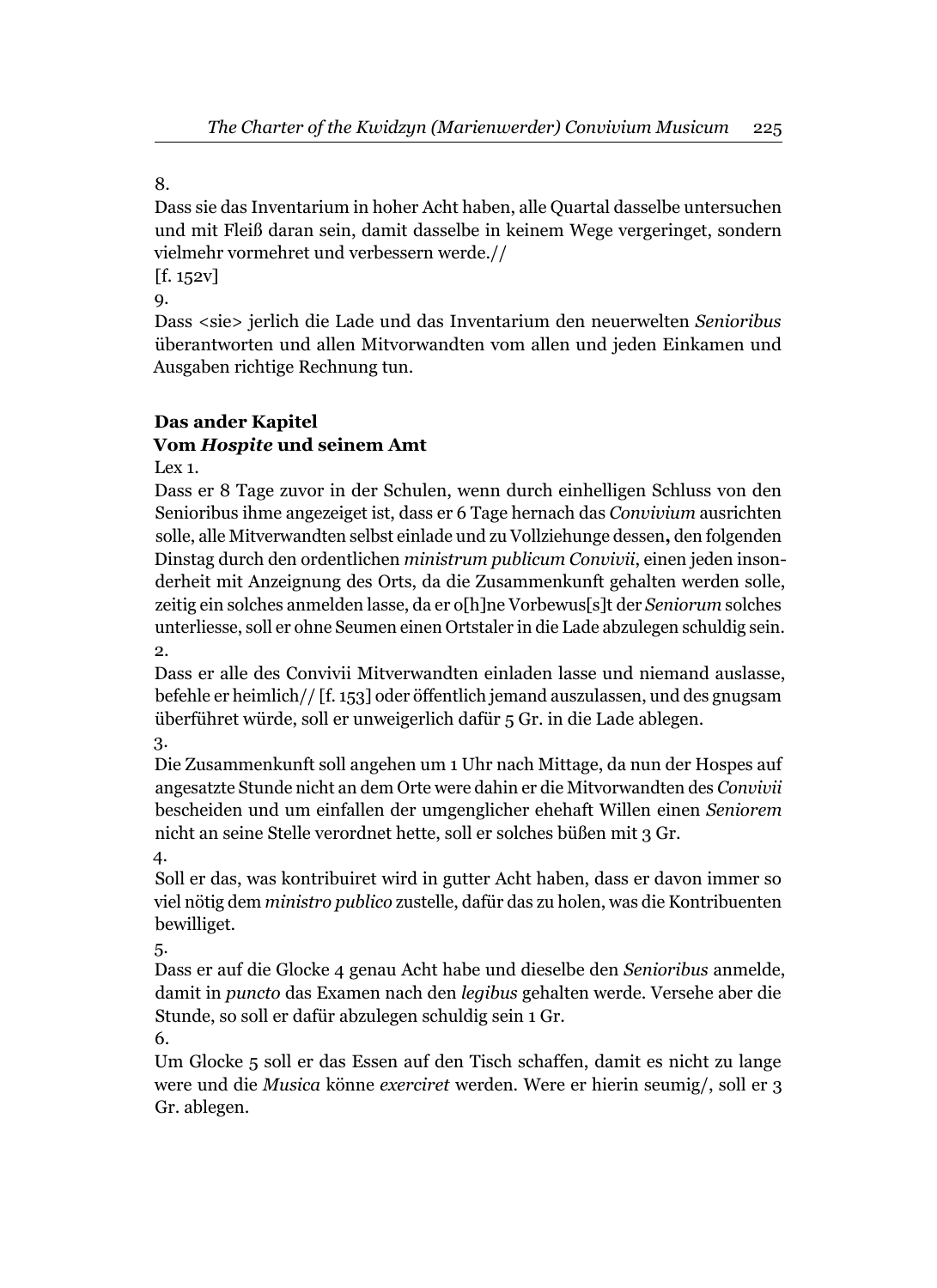8.
Dass sie das Inventarium in hoher Acht haben, alle Quartal dasselbe untersuchen und mit Fleiß daran sein, damit dasselbe in keinem Wege vergeringet, sondern vielmehr vormehret und verbessern werde.//
[f. 152v]
9.
Dass <sie> jerlich die Lade und das Inventarium den neuerwelten *Senioribus* überantworten und allen Mitvorwandten vom allen und jeden Einkamen und Ausgaben richtige Rechnung tun.

**Das ander Kapitel**
**Vom *Hospite* und seinem Amt**

Lex 1.
Dass er 8 Tage zuvor in der Schulen, wenn durch einhelligen Schluss von den Senioribus ihme angezeiget ist, dass er 6 Tage hernach das *Convivium* ausrichten solle, alle Mitverwandten selbst einlade und zu Vollziehunge dessen**,** den folgenden Dinstag durch den ordentlichen *ministrum publicum Convivii*, einen jeden insonderheit mit Anzeignung des Orts, da die Zusammenkunft gehalten werden solle, zeitig ein solches anmelden lasse, da er o[h]ne Vorbewus[s]t der *Seniorum* solches unterliesse, soll er ohne Seumen einen Ortstaler in die Lade abzulegen schuldig sein.
2.
Dass er alle des Convivii Mitverwandten einladen lasse und niemand auslasse, befehle er heimlich// [f. 153] oder öffentlich jemand auszulassen, und des gnugsam überführet würde, soll er unweigerlich dafür 5 Gr. in die Lade ablegen.
3.
Die Zusammenkunft soll angehen um 1 Uhr nach Mittage, da nun der Hospes auf angesatzte Stunde nicht an dem Orte were dahin er die Mitvorwandten des *Convivii* bescheiden und um einfallen der umgenglicher ehehaft Willen einen *Seniorem* nicht an seine Stelle verordnet hette, soll er solches büßen mit 3 Gr.
4.
Soll er das, was kontribuiret wird in gutter Acht haben, dass er davon immer so viel nötig dem *ministro publico* zustelle, dafür das zu holen, was die Kontribuenten bewilliget.
5.
Dass er auf die Glocke 4 genau Acht habe und dieselbe den *Senioribus* anmelde, damit in *puncto* das Examen nach den *legibus* gehalten werde. Versehe aber die Stunde, so soll er dafür abzulegen schuldig sein 1 Gr.
6.
Um Glocke 5 soll er das Essen auf den Tisch schaffen, damit es nicht zu lange were und die *Musica* könne *exerciret* werden. Were er hierin seumig/, soll er 3 Gr. ablegen.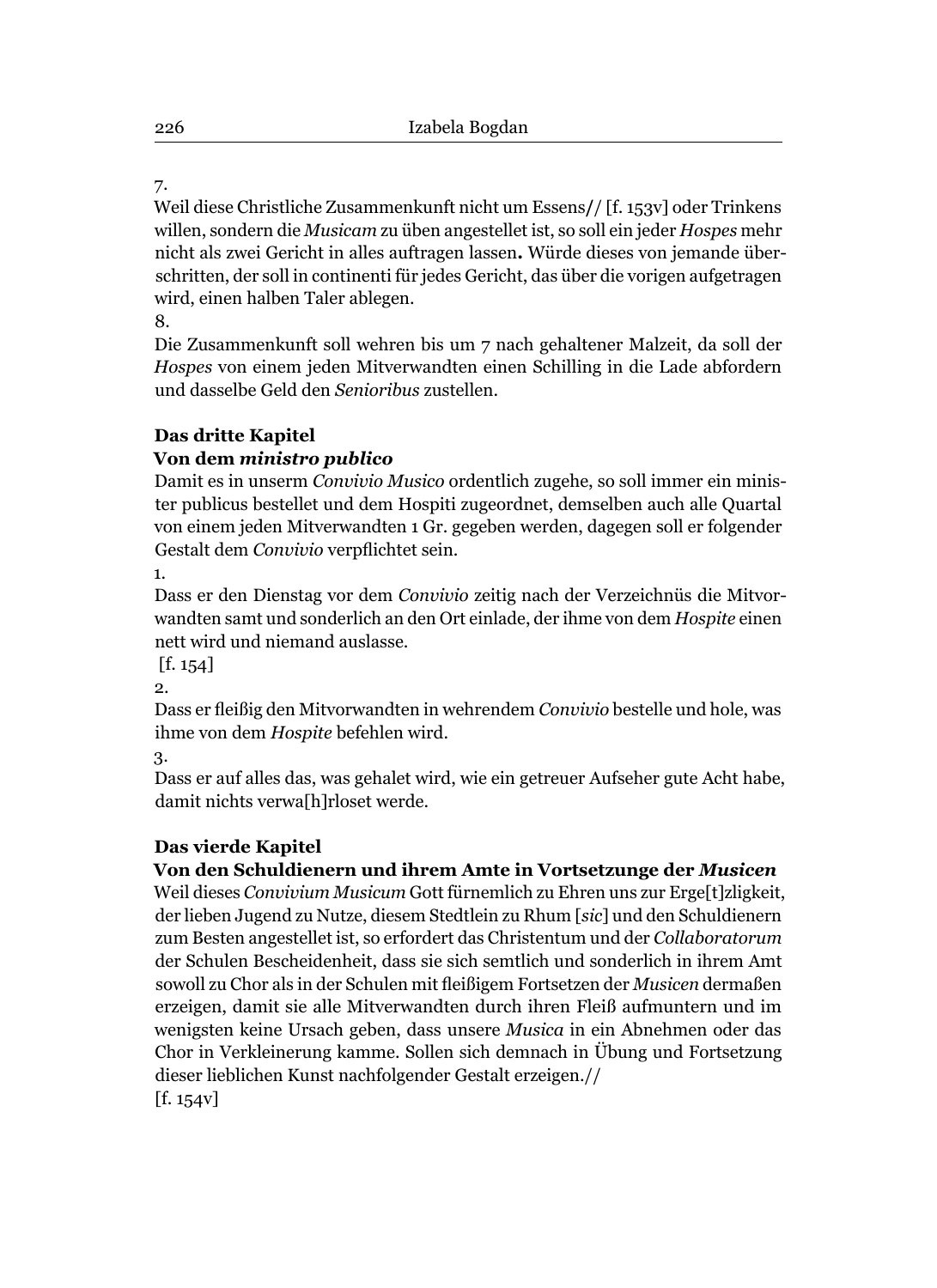7.

Weil diese Christliche Zusammenkunft nicht um Essens// [f. 153v] oder Trinkens willen, sondern die *Musicam* zu üben angestellet ist, so soll ein jeder *Hospes* mehr nicht als zwei Gericht in alles auftragen lassen**.** Würde dieses von jemande überschritten, der soll in continenti für jedes Gericht, das über die vorigen aufgetragen wird, einen halben Taler ablegen.

8.

Die Zusammenkunft soll wehren bis um 7 nach gehaltener Malzeit, da soll der *Hospes* von einem jeden Mitverwandten einen Schilling in die Lade abfordern und dasselbe Geld den *Senioribus* zustellen.

**Das dritte Kapitel**

**Von dem *ministro publico***

Damit es in unserm *Convivio Musico* ordentlich zugehe, so soll immer ein minister publicus bestellet und dem Hospiti zugeordnet, demselben auch alle Quartal von einem jeden Mitverwandten 1 Gr. gegeben werden, dagegen soll er folgender Gestalt dem *Convivio* verpflichtet sein.

1.

Dass er den Dienstag vor dem *Convivio* zeitig nach der Verzeichnüs die Mitvorwandten samt und sonderlich an den Ort einlade, der ihme von dem *Hospite* einen nett wird und niemand auslasse.

[f. 154]

2.

Dass er fleißig den Mitvorwandten in wehrendem *Convivio* bestelle und hole, was ihme von dem *Hospite* befehlen wird.

3.

Dass er auf alles das, was gehalet wird, wie ein getreuer Aufseher gute Acht habe, damit nichts verwa[h]rloset werde.

**Das vierde Kapitel**

**Von den Schuldienern und ihrem Amte in Vortsetzunge der *Musicen***

Weil dieses *Convivium Musicum* Gott fürnemlich zu Ehren uns zur Erge[t]zligkeit, der lieben Jugend zu Nutze, diesem Stedtlein zu Rhum [*sic*] und den Schuldienern zum Besten angestellet ist, so erfordert das Christentum und der *Collaboratorum* der Schulen Bescheidenheit, dass sie sich semtlich und sonderlich in ihrem Amt sowoll zu Chor als in der Schulen mit fleißigem Fortsetzen der *Musicen* dermaßen erzeigen, damit sie alle Mitverwandten durch ihren Fleiß aufmuntern und im wenigsten keine Ursach geben, dass unsere *Musica* in ein Abnehmen oder das Chor in Verkleinerung kamme. Sollen sich demnach in Übung und Fortsetzung dieser lieblichen Kunst nachfolgender Gestalt erzeigen.//

[f. 154v]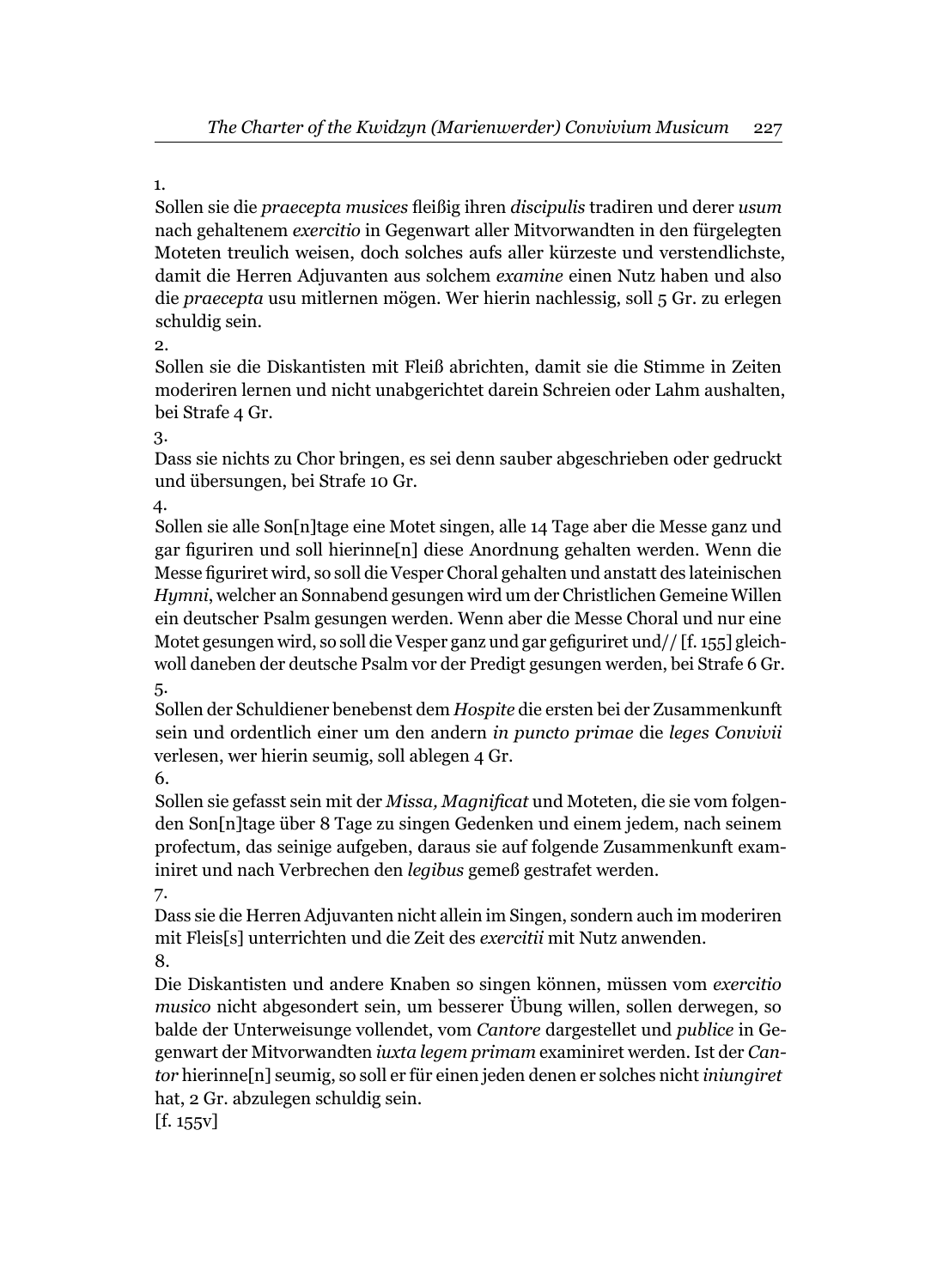1.
Sollen sie die *praecepta musices* fleißig ihren *discipulis* tradiren und derer *usum* nach gehaltenem *exercitio* in Gegenwart aller Mitvorwandten in den fürgelegten Moteten treulich weisen, doch solches aufs aller kürzeste und verstendlichste, damit die Herren Adjuvanten aus solchem *examine* einen Nutz haben und also die *praecepta* usu mitlernen mögen. Wer hierin nachlessig, soll 5 Gr. zu erlegen schuldig sein.

2.
Sollen sie die Diskantisten mit Fleiß abrichten, damit sie die Stimme in Zeiten moderiren lernen und nicht unabgerichtet darein Schreien oder Lahm aushalten, bei Strafe 4 Gr.

3.
Dass sie nichts zu Chor bringen, es sei denn sauber abgeschrieben oder gedruckt und übersungen, bei Strafe 10 Gr.

4.
Sollen sie alle Son[n]tage eine Motet singen, alle 14 Tage aber die Messe ganz und gar figuriren und soll hierinne[n] diese Anordnung gehalten werden. Wenn die Messe figuriret wird, so soll die Vesper Choral gehalten und anstatt des lateinischen *Hymni*, welcher an Sonnabend gesungen wird um der Christlichen Gemeine Willen ein deutscher Psalm gesungen werden. Wenn aber die Messe Choral und nur eine Motet gesungen wird, so soll die Vesper ganz und gar gefiguriret und// [f. 155] gleichwoll daneben der deutsche Psalm vor der Predigt gesungen werden, bei Strafe 6 Gr.

5.
Sollen der Schuldiener benebenst dem *Hospite* die ersten bei der Zusammenkunft sein und ordentlich einer um den andern *in puncto primae* die *leges Convivii* verlesen, wer hierin seumig, soll ablegen 4 Gr.

6.
Sollen sie gefasst sein mit der *Missa, Magnificat* und Moteten, die sie vom folgenden Son[n]tage über 8 Tage zu singen Gedenken und einem jedem, nach seinem profectum, das seinige aufgeben, daraus sie auf folgende Zusammenkunft examiniret und nach Verbrechen den *legibus* gemeß gestrafet werden.

7.
Dass sie die Herren Adjuvanten nicht allein im Singen, sondern auch im moderiren mit Fleis[s] unterrichten und die Zeit des *exercitii* mit Nutz anwenden.

8.
Die Diskantisten und andere Knaben so singen können, müssen vom *exercitio musico* nicht abgesondert sein, um besserer Übung willen, sollen derwegen, so balde der Unterweisunge vollendet, vom *Cantore* dargestellet und *publice* in Gegenwart der Mitvorwandten *iuxta legem primam* examiniret werden. Ist der *Cantor* hierinne[n] seumig, so soll er für einen jeden denen er solches nicht *iniungiret* hat, 2 Gr. abzulegen schuldig sein.

[f. 155v]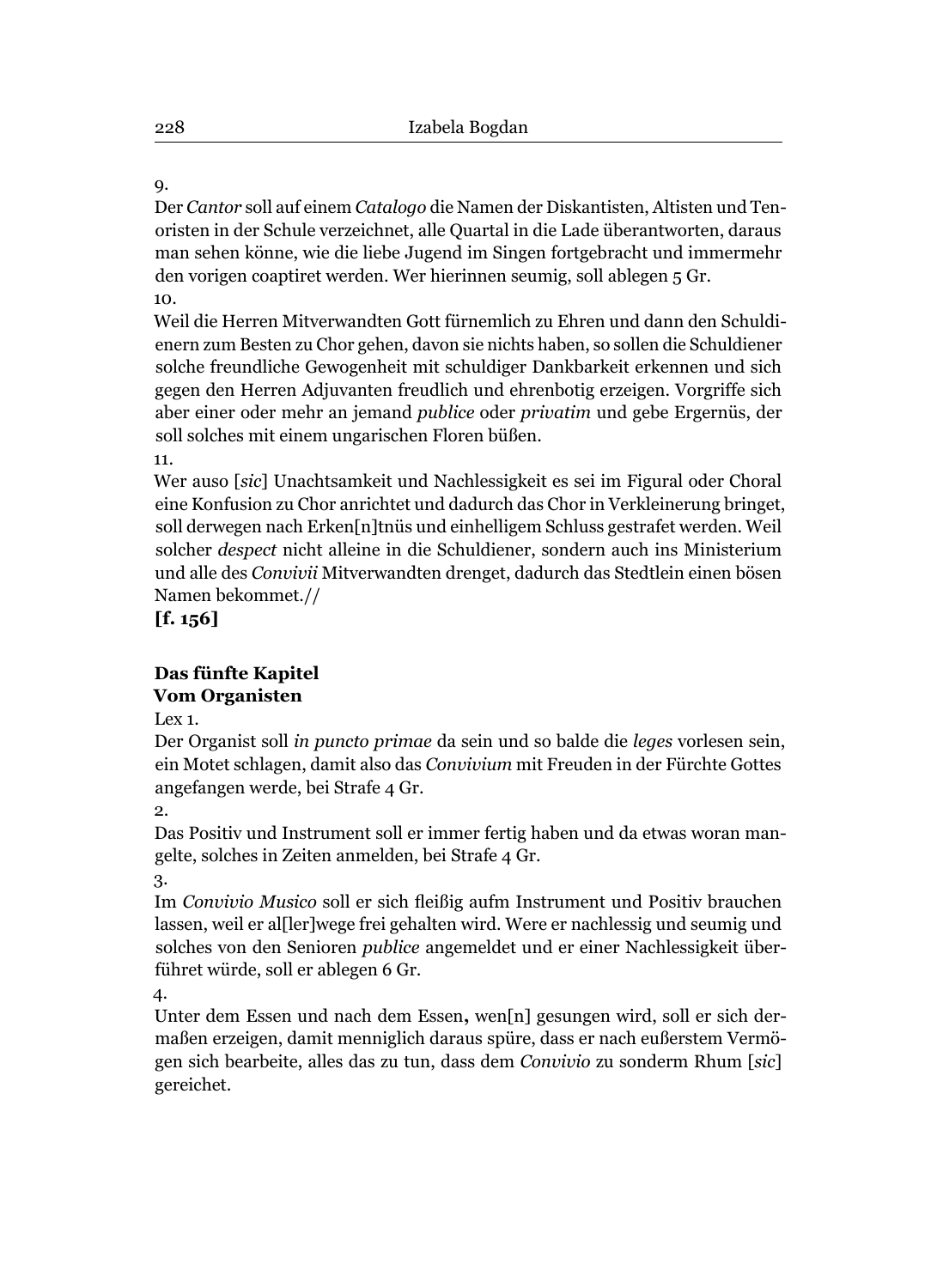9.

Der *Cantor* soll auf einem *Catalogo* die Namen der Diskantisten, Altisten und Tenoristen in der Schule verzeichnet, alle Quartal in die Lade überantworten, daraus man sehen könne, wie die liebe Jugend im Singen fortgebracht und immermehr den vorigen coaptiret werden. Wer hierinnen seumig, soll ablegen 5 Gr.

10.

Weil die Herren Mitverwandten Gott fürnemlich zu Ehren und dann den Schuldienern zum Besten zu Chor gehen, davon sie nichts haben, so sollen die Schuldiener solche freundliche Gewogenheit mit schuldiger Dankbarkeit erkennen und sich gegen den Herren Adjuvanten freudlich und ehrenbotig erzeigen. Vorgriffe sich aber einer oder mehr an jemand *publice* oder *privatim* und gebe Ergernüs, der soll solches mit einem ungarischen Floren büßen.

11.

Wer auso [*sic*] Unachtsamkeit und Nachlessigkeit es sei im Figural oder Choral eine Konfusion zu Chor anrichtet und dadurch das Chor in Verkleinerung bringet, soll derwegen nach Erken[n]tnüs und einhelligem Schluss gestrafet werden. Weil solcher *despect* nicht alleine in die Schuldiener, sondern auch ins Ministerium und alle des *Convivii* Mitverwandten drenget, dadurch das Stedtlein einen bösen Namen bekommet.//

**[f. 156]**

**Das fünfte Kapitel**
**Vom Organisten**

Lex 1.

Der Organist soll *in puncto primae* da sein und so balde die *leges* vorlesen sein, ein Motet schlagen, damit also das *Convivium* mit Freuden in der Fürchte Gottes angefangen werde, bei Strafe 4 Gr.

2.

Das Positiv und Instrument soll er immer fertig haben und da etwas woran mangelte, solches in Zeiten anmelden, bei Strafe 4 Gr.

3.

Im *Convivio Musico* soll er sich fleißig aufm Instrument und Positiv brauchen lassen, weil er al[ler]wege frei gehalten wird. Were er nachlessig und seumig und solches von den Senioren *publice* angemeldet und er einer Nachlessigkeit überführet würde, soll er ablegen 6 Gr.

4.

Unter dem Essen und nach dem Essen**,** wen[n] gesungen wird, soll er sich dermaßen erzeigen, damit menniglich daraus spüre, dass er nach eußerstem Vermögen sich bearbeite, alles das zu tun, dass dem *Convivio* zu sonderm Rhum [*sic*] gereichet.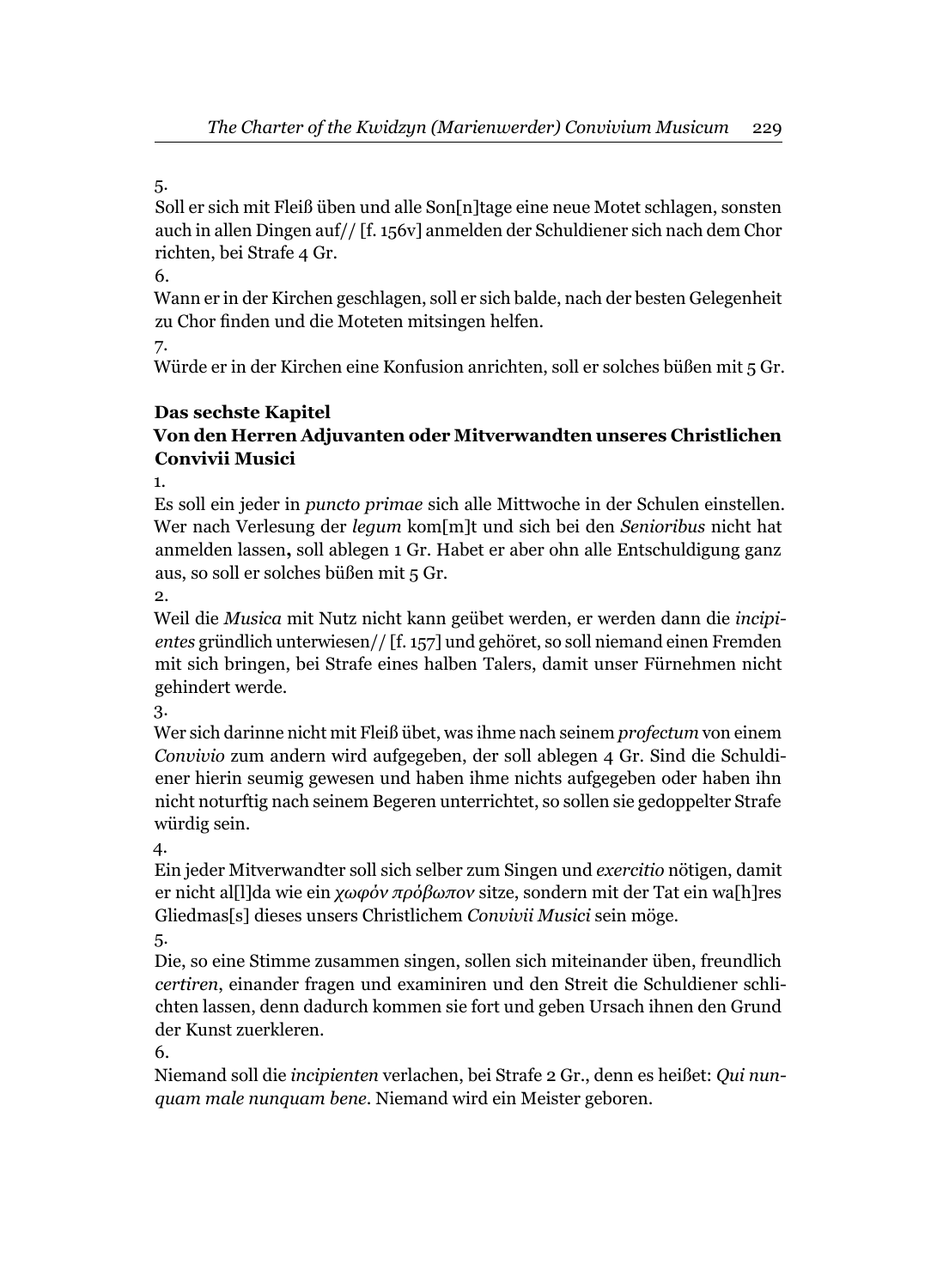5.

Soll er sich mit Fleiß üben und alle Son[n]tage eine neue Motet schlagen, sonsten auch in allen Dingen auf// [f. 156v] anmelden der Schuldiener sich nach dem Chor richten, bei Strafe 4 Gr.

6.

Wann er in der Kirchen geschlagen, soll er sich balde, nach der besten Gelegenheit zu Chor finden und die Moteten mitsingen helfen.

7.

Würde er in der Kirchen eine Konfusion anrichten, soll er solches büßen mit 5 Gr.

**Das sechste Kapitel**
**Von den Herren Adjuvanten oder Mitverwandten unseres Christlichen Convivii Musici**

1.

Es soll ein jeder in *puncto primae* sich alle Mittwoche in der Schulen einstellen. Wer nach Verlesung der *legum* kom[m]t und sich bei den *Senioribus* nicht hat anmelden lassen**,** soll ablegen 1 Gr. Habet er aber ohn alle Entschuldigung ganz aus, so soll er solches büßen mit 5 Gr.

2.

Weil die *Musica* mit Nutz nicht kann geübet werden, er werden dann die *incipientes* gründlich unterwiesen// [f. 157] und gehöret, so soll niemand einen Fremden mit sich bringen, bei Strafe eines halben Talers, damit unser Fürnehmen nicht gehindert werde.

3.

Wer sich darinne nicht mit Fleiß übet, was ihme nach seinem *profectum* von einem *Convivio* zum andern wird aufgegeben, der soll ablegen 4 Gr. Sind die Schuldiener hierin seumig gewesen und haben ihme nichts aufgegeben oder haben ihn nicht noturftig nach seinem Begeren unterrichtet, so sollen sie gedoppelter Strafe würdig sein.

4.

Ein jeder Mitverwandter soll sich selber zum Singen und *exercitio* nötigen, damit er nicht al[l]da wie ein *χωφόν πρόβωπον* sitze, sondern mit der Tat ein wa[h]res Gliedmas[s] dieses unsers Christlichem *Convivii Musici* sein möge.

5.

Die, so eine Stimme zusammen singen, sollen sich miteinander üben, freundlich *certiren*, einander fragen und examiniren und den Streit die Schuldiener schlichten lassen, denn dadurch kommen sie fort und geben Ursach ihnen den Grund der Kunst zuerkleren.

6.

Niemand soll die *incipienten* verlachen, bei Strafe 2 Gr., denn es heißet: *Qui nunquam male nunquam bene*. Niemand wird ein Meister geboren.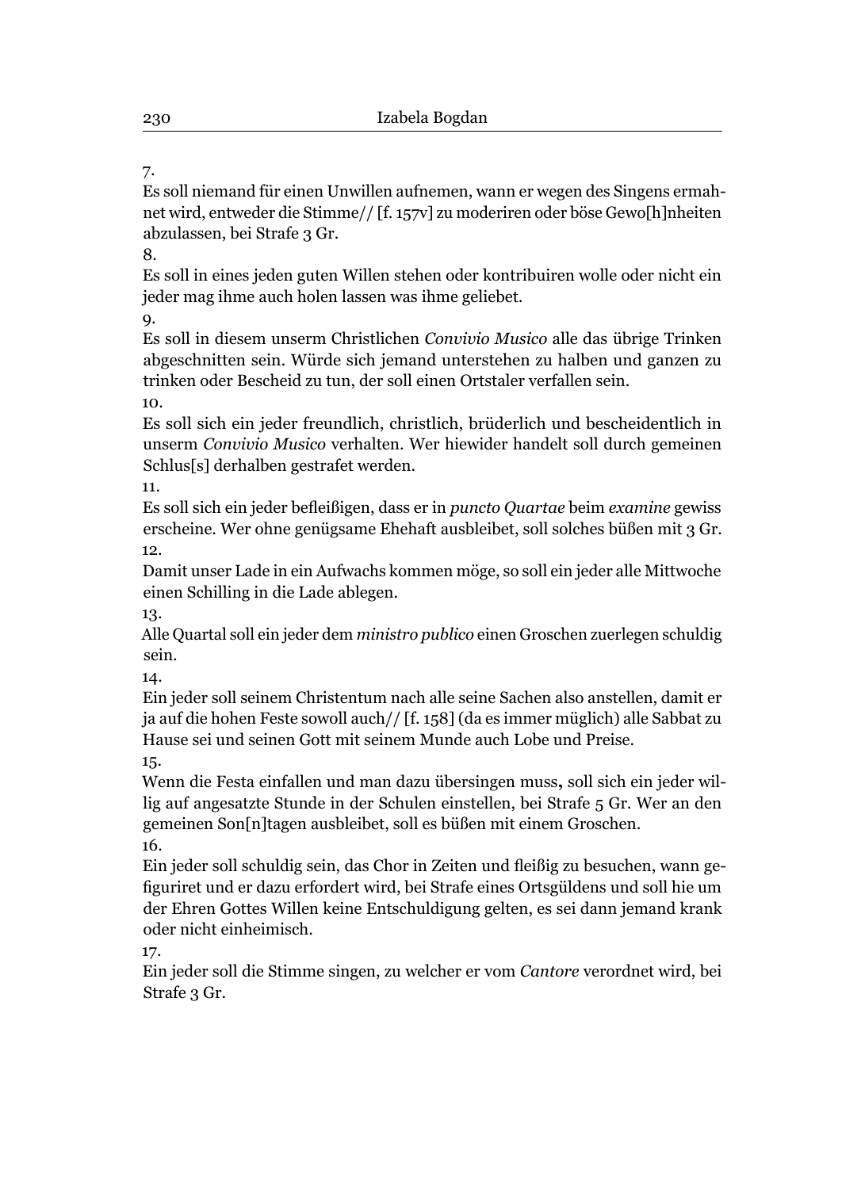7.
Es soll niemand für einen Unwillen aufnemen, wann er wegen des Singens ermahnet wird, entweder die Stimme// [f. 157v] zu moderiren oder böse Gewo[h]nheiten abzulassen, bei Strafe 3 Gr.
8.
Es soll in eines jeden guten Willen stehen oder kontribuiren wolle oder nicht ein jeder mag ihme auch holen lassen was ihme geliebet.
9.
Es soll in diesem unserm Christlichen *Convivio Musico* alle das übrige Trinken abgeschnitten sein. Würde sich jemand unterstehen zu halben und ganzen zu trinken oder Bescheid zu tun, der soll einen Ortstaler verfallen sein.
10.
Es soll sich ein jeder freundlich, christlich, brüderlich und bescheidentlich in unserm *Convivio Musico* verhalten. Wer hiewider handelt soll durch gemeinen Schlus[s] derhalben gestrafet werden.
11.
Es soll sich ein jeder befleißigen, dass er in *puncto Quartae* beim *examine* gewiss erscheine. Wer ohne genügsame Ehehaft ausbleibet, soll solches büßen mit 3 Gr.
12.
Damit unser Lade in ein Aufwachs kommen möge, so soll ein jeder alle Mittwoche einen Schilling in die Lade ablegen.
13.
Alle Quartal soll ein jeder dem *ministro publico* einen Groschen zuerlegen schuldig sein.
14.
Ein jeder soll seinem Christentum nach alle seine Sachen also anstellen, damit er ja auf die hohen Feste sowoll auch// [f. 158] (da es immer müglich) alle Sabbat zu Hause sei und seinen Gott mit seinem Munde auch Lobe und Preise.
15.
Wenn die Festa einfallen und man dazu übersingen muss**,** soll sich ein jeder willig auf angesatzte Stunde in der Schulen einstellen, bei Strafe 5 Gr. Wer an den gemeinen Son[n]tagen ausbleibet, soll es büßen mit einem Groschen.
16.
Ein jeder soll schuldig sein, das Chor in Zeiten und fleißig zu besuchen, wann gefiguriret und er dazu erfordert wird, bei Strafe eines Ortsgüldens und soll hie um der Ehren Gottes Willen keine Entschuldigung gelten, es sei dann jemand krank oder nicht einheimisch.
17.
Ein jeder soll die Stimme singen, zu welcher er vom *Cantore* verordnet wird, bei Strafe 3 Gr.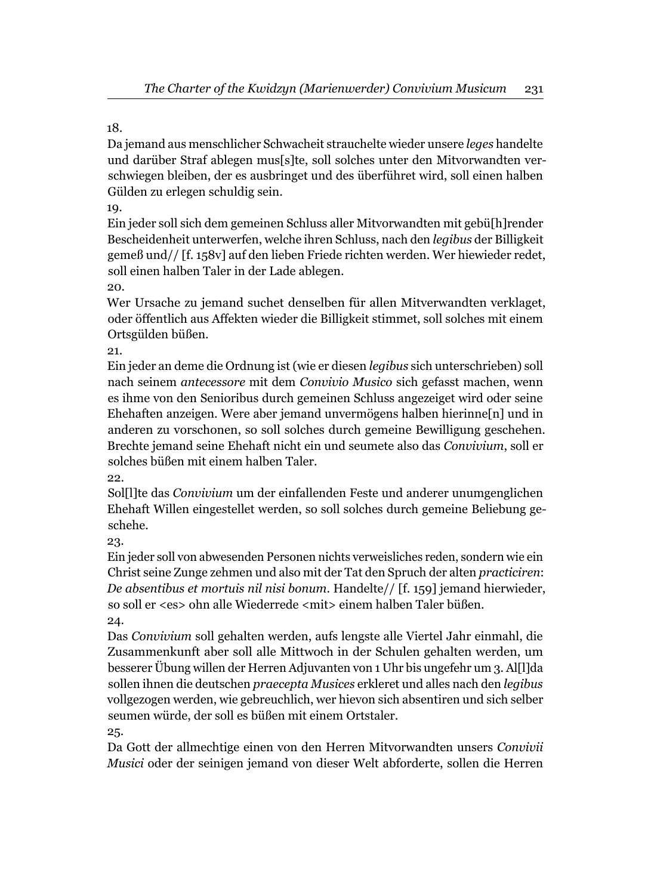18.

Da jemand aus menschlicher Schwacheit strauchelte wieder unsere *leges* handelte und darüber Straf ablegen mus[s]te, soll solches unter den Mitvorwandten verschwiegen bleiben, der es ausbringet und des überführet wird, soll einen halben Gülden zu erlegen schuldig sein.

19.

Ein jeder soll sich dem gemeinen Schluss aller Mitvorwandten mit gebü[h]render Bescheidenheit unterwerfen, welche ihren Schluss, nach den *legibus* der Billigkeit gemeß und// [f. 158v] auf den lieben Friede richten werden. Wer hiewieder redet, soll einen halben Taler in der Lade ablegen.

20.

Wer Ursache zu jemand suchet denselben für allen Mitverwandten verklaget, oder öffentlich aus Affekten wieder die Billigkeit stimmet, soll solches mit einem Ortsgülden büßen.

21.

Ein jeder an deme die Ordnung ist (wie er diesen *legibus* sich unterschrieben) soll nach seinem *antecessore* mit dem *Convivio Musico* sich gefasst machen, wenn es ihme von den Senioribus durch gemeinen Schluss angezeiget wird oder seine Ehehaften anzeigen. Were aber jemand unvermögens halben hierinne[n] und in anderen zu vorschonen, so soll solches durch gemeine Bewilligung geschehen. Brechte jemand seine Ehehaft nicht ein und seumete also das *Convivium*, soll er solches büßen mit einem halben Taler.

22.

Sol[l]te das *Convivium* um der einfallenden Feste und anderer unumgenglichen Ehehaft Willen eingestellet werden, so soll solches durch gemeine Beliebung geschehe.

23.

Ein jeder soll von abwesenden Personen nichts verweisliches reden, sondern wie ein Christ seine Zunge zehmen und also mit der Tat den Spruch der alten *practiciren*: *De absentibus et mortuis nil nisi bonum*. Handelte// [f. 159] jemand hierwieder, so soll er <es> ohn alle Wiederrede <mit> einem halben Taler büßen.

24.

Das *Convivium* soll gehalten werden, aufs lengste alle Viertel Jahr einmahl, die Zusammenkunft aber soll alle Mittwoch in der Schulen gehalten werden, um besserer Übung willen der Herren Adjuvanten von 1 Uhr bis ungefehr um 3. Al[l]da sollen ihnen die deutschen *praecepta Musices* erkleret und alles nach den *legibus* vollgezogen werden, wie gebreuchlich, wer hievon sich absentiren und sich selber seumen würde, der soll es büßen mit einem Ortstaler.

25.

Da Gott der allmechtige einen von den Herren Mitvorwandten unsers *Convivii Musici* oder der seinigen jemand von dieser Welt abforderte, sollen die Herren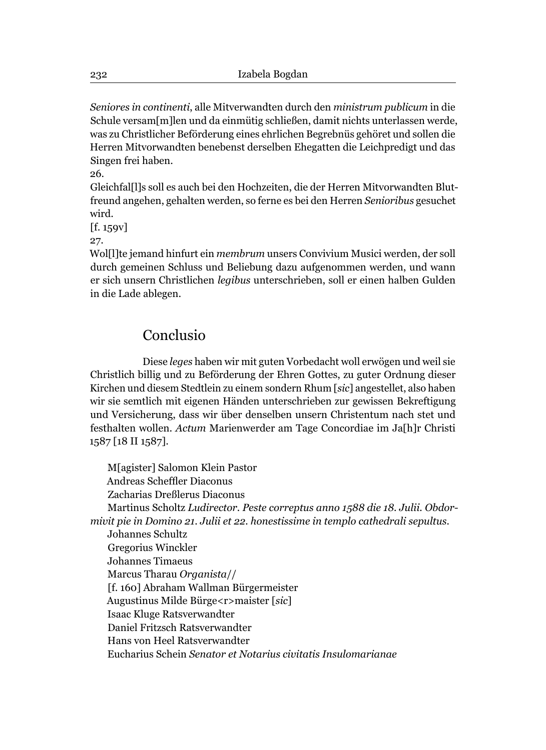*Seniores in continenti*, alle Mitverwandten durch den *ministrum publicum* in die Schule versam[m]len und da einmütig schließen, damit nichts unterlassen werde, was zu Christlicher Beförderung eines ehrlichen Begrebnüs gehöret und sollen die Herren Mitvorwandten benebenst derselben Ehegatten die Leichpredigt und das Singen frei haben.

26.

Gleichfal[l]s soll es auch bei den Hochzeiten, die der Herren Mitvorwandten Blutfreund angehen, gehalten werden, so ferne es bei den Herren *Senioribus* gesuchet wird.

[f. 159v]

27.

Wol[l]te jemand hinfurt ein *membrum* unsers Convivium Musici werden, der soll durch gemeinen Schluss und Beliebung dazu aufgenommen werden, und wann er sich unsern Christlichen *legibus* unterschrieben, soll er einen halben Gulden in die Lade ablegen.

## Conclusio

Diese *leges* haben wir mit guten Vorbedacht woll erwögen und weil sie Christlich billig und zu Beförderung der Ehren Gottes, zu guter Ordnung dieser Kirchen und diesem Stedtlein zu einem sondern Rhum [*sic*] angestellet, also haben wir sie semtlich mit eigenen Händen unterschrieben zur gewissen Bekreftigung und Versicherung, dass wir über denselben unsern Christentum nach stet und festhalten wollen. *Actum* Marienwerder am Tage Concordiae im Ja[h]r Christi 1587 [18 II 1587].

M[agister] Salomon Klein Pastor
Andreas Scheffler Diaconus
Zacharias Dreßlerus Diaconus
Martinus Scholtz *Ludirector. Peste correptus anno 1588 die 18. Julii. Obdormivit pie in Domino 21. Julii et 22. honestissime in templo cathedrali sepultus.*
Johannes Schultz
Gregorius Winckler
Johannes Timaeus
Marcus Tharau *Organista*//
[f. 160] Abraham Wallman Bürgermeister
Augustinus Milde Bürge<r>maister [*sic*]
Isaac Kluge Ratsverwandter
Daniel Fritzsch Ratsverwandter
Hans von Heel Ratsverwandter
Eucharius Schein *Senator et Notarius civitatis Insulomarianae*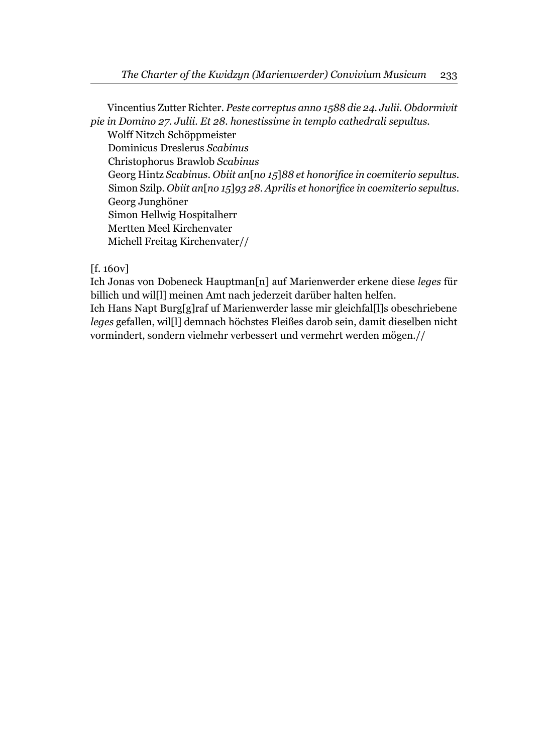Vincentius Zutter Richter. *Peste correptus anno 1588 die 24. Julii. Obdormivit pie in Domino 27. Julii. Et 28. honestissime in templo cathedrali sepultus.*

Wolff Nitzch Schöppmeister

Dominicus Dreslerus *Scabinus*

Christophorus Brawlob *Scabinus*

Georg Hintz *Scabinus. Obiit an*[*no 15*]*88 et honorifice in coemiterio sepultus.*

Simon Szilp. *Obiit an*[*no 15*]*93 28. Aprilis et honorifice in coemiterio sepultus.*

Georg Junghöner

Simon Hellwig Hospitalherr

Mertten Meel Kirchenvater

Michell Freitag Kirchenvater//

[f. 160v]

Ich Jonas von Dobeneck Hauptman[n] auf Marienwerder erkene diese *leges* für billich und wil[l] meinen Amt nach jederzeit darüber halten helfen.

Ich Hans Napt Burg[g]raf uf Marienwerder lasse mir gleichfal[l]s obeschriebene *leges* gefallen, wil[l] demnach höchstes Fleißes darob sein, damit dieselben nicht vormindert, sondern vielmehr verbessert und vermehrt werden mögen.//